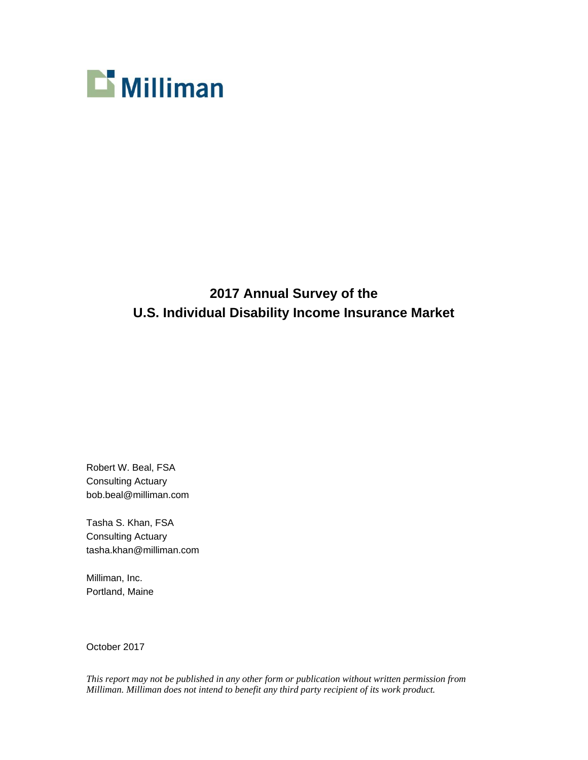Milliman

# 2017 Annual Survey of the U.S. Individual Disability Income Insurance Market

Robert W. Beal, FSA
Consulting Actuary
bob.beal@milliman.com

Tasha S. Khan, FSA
Consulting Actuary
tasha.khan@milliman.com

Milliman, Inc.
Portland, Maine

October 2017

*This report may not be published in any other form or publication without written permission from Milliman. Milliman does not intend to benefit any third party recipient of its work product.*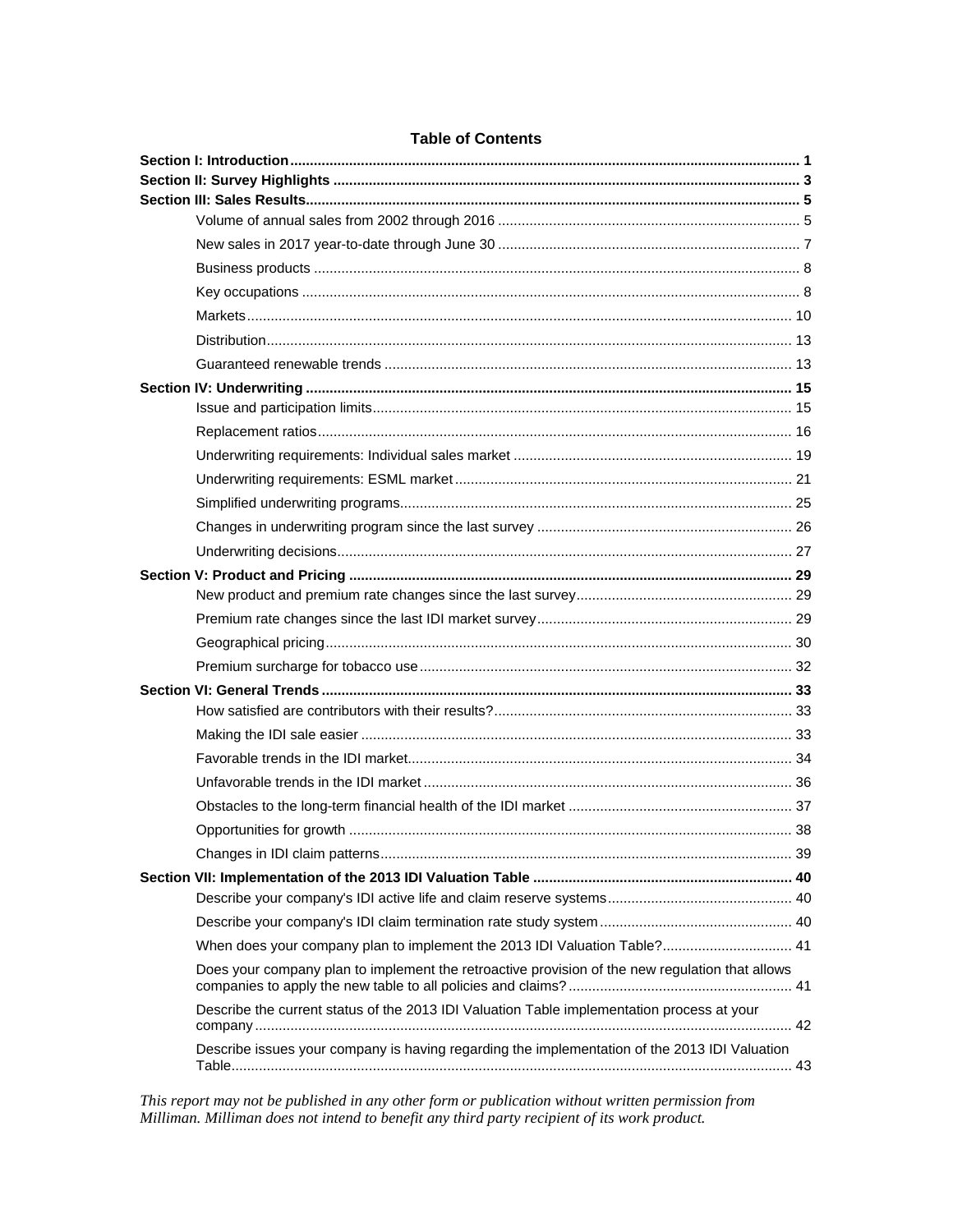## Table of Contents

**Section I: Introduction** ..... **1**

**Section II: Survey Highlights** ..... **3**

**Section III: Sales Results** ..... **5**

- Volume of annual sales from 2002 through 2016 ..... 5
- New sales in 2017 year-to-date through June 30 ..... 7
- Business products ..... 8
- Key occupations ..... 8
- Markets ..... 10
- Distribution ..... 13
- Guaranteed renewable trends ..... 13

**Section IV: Underwriting** ..... **15**

- Issue and participation limits ..... 15
- Replacement ratios ..... 16
- Underwriting requirements: Individual sales market ..... 19
- Underwriting requirements: ESML market ..... 21
- Simplified underwriting programs ..... 25
- Changes in underwriting program since the last survey ..... 26
- Underwriting decisions ..... 27

**Section V: Product and Pricing** ..... **29**

- New product and premium rate changes since the last survey ..... 29
- Premium rate changes since the last IDI market survey ..... 29
- Geographical pricing ..... 30
- Premium surcharge for tobacco use ..... 32

**Section VI: General Trends** ..... **33**

- How satisfied are contributors with their results? ..... 33
- Making the IDI sale easier ..... 33
- Favorable trends in the IDI market ..... 34
- Unfavorable trends in the IDI market ..... 36
- Obstacles to the long-term financial health of the IDI market ..... 37
- Opportunities for growth ..... 38
- Changes in IDI claim patterns ..... 39

**Section VII: Implementation of the 2013 IDI Valuation Table** ..... **40**

- Describe your company's IDI active life and claim reserve systems ..... 40
- Describe your company's IDI claim termination rate study system ..... 40
- When does your company plan to implement the 2013 IDI Valuation Table? ..... 41
- Does your company plan to implement the retroactive provision of the new regulation that allows companies to apply the new table to all policies and claims? ..... 41
- Describe the current status of the 2013 IDI Valuation Table implementation process at your company ..... 42
- Describe issues your company is having regarding the implementation of the 2013 IDI Valuation Table ..... 43

*This report may not be published in any other form or publication without written permission from Milliman. Milliman does not intend to benefit any third party recipient of its work product.*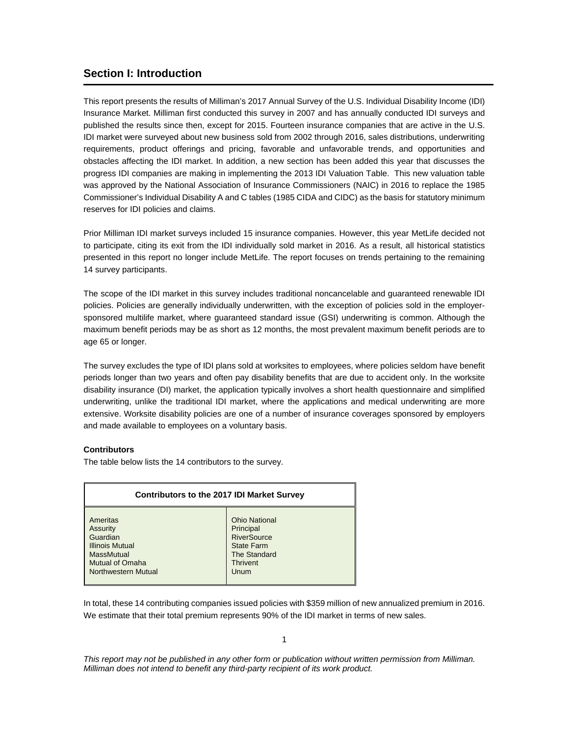## Section I: Introduction

This report presents the results of Milliman's 2017 Annual Survey of the U.S. Individual Disability Income (IDI) Insurance Market. Milliman first conducted this survey in 2007 and has annually conducted IDI surveys and published the results since then, except for 2015. Fourteen insurance companies that are active in the U.S. IDI market were surveyed about new business sold from 2002 through 2016, sales distributions, underwriting requirements, product offerings and pricing, favorable and unfavorable trends, and opportunities and obstacles affecting the IDI market. In addition, a new section has been added this year that discusses the progress IDI companies are making in implementing the 2013 IDI Valuation Table. This new valuation table was approved by the National Association of Insurance Commissioners (NAIC) in 2016 to replace the 1985 Commissioner's Individual Disability A and C tables (1985 CIDA and CIDC) as the basis for statutory minimum reserves for IDI policies and claims.

Prior Milliman IDI market surveys included 15 insurance companies. However, this year MetLife decided not to participate, citing its exit from the IDI individually sold market in 2016. As a result, all historical statistics presented in this report no longer include MetLife. The report focuses on trends pertaining to the remaining 14 survey participants.

The scope of the IDI market in this survey includes traditional noncancelable and guaranteed renewable IDI policies. Policies are generally individually underwritten, with the exception of policies sold in the employer-sponsored multilife market, where guaranteed standard issue (GSI) underwriting is common. Although the maximum benefit periods may be as short as 12 months, the most prevalent maximum benefit periods are to age 65 or longer.

The survey excludes the type of IDI plans sold at worksites to employees, where policies seldom have benefit periods longer than two years and often pay disability benefits that are due to accident only. In the worksite disability insurance (DI) market, the application typically involves a short health questionnaire and simplified underwriting, unlike the traditional IDI market, where the applications and medical underwriting are more extensive. Worksite disability policies are one of a number of insurance coverages sponsored by employers and made available to employees on a voluntary basis.

**Contributors**

The table below lists the 14 contributors to the survey.

| Contributors to the 2017 IDI Market Survey | |
|---|---|
| Ameritas | Ohio National |
| Assurity | Principal |
| Guardian | RiverSource |
| Illinois Mutual | State Farm |
| MassMutual | The Standard |
| Mutual of Omaha | Thrivent |
| Northwestern Mutual | Unum |

In total, these 14 contributing companies issued policies with $359 million of new annualized premium in 2016. We estimate that their total premium represents 90% of the IDI market in terms of new sales.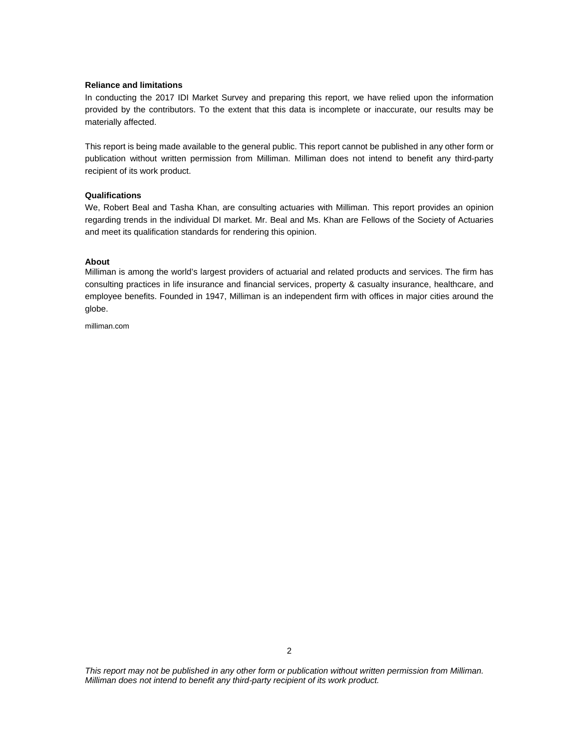**Reliance and limitations**

In conducting the 2017 IDI Market Survey and preparing this report, we have relied upon the information provided by the contributors. To the extent that this data is incomplete or inaccurate, our results may be materially affected.

This report is being made available to the general public. This report cannot be published in any other form or publication without written permission from Milliman. Milliman does not intend to benefit any third-party recipient of its work product.

**Qualifications**

We, Robert Beal and Tasha Khan, are consulting actuaries with Milliman. This report provides an opinion regarding trends in the individual DI market. Mr. Beal and Ms. Khan are Fellows of the Society of Actuaries and meet its qualification standards for rendering this opinion.

**About**

Milliman is among the world's largest providers of actuarial and related products and services. The firm has consulting practices in life insurance and financial services, property & casualty insurance, healthcare, and employee benefits. Founded in 1947, Milliman is an independent firm with offices in major cities around the globe.

milliman.com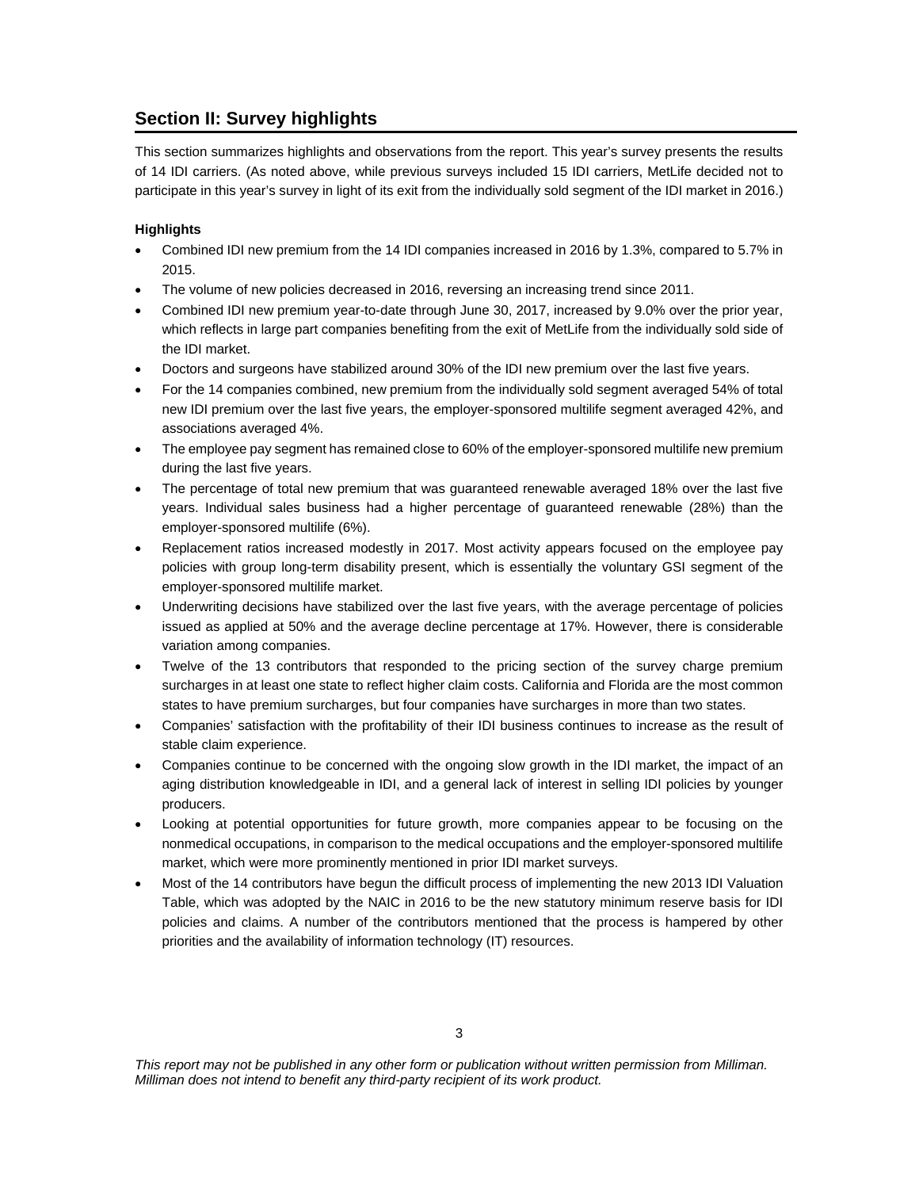## Section II: Survey highlights

This section summarizes highlights and observations from the report. This year's survey presents the results of 14 IDI carriers. (As noted above, while previous surveys included 15 IDI carriers, MetLife decided not to participate in this year's survey in light of its exit from the individually sold segment of the IDI market in 2016.)

**Highlights**

- Combined IDI new premium from the 14 IDI companies increased in 2016 by 1.3%, compared to 5.7% in 2015.
- The volume of new policies decreased in 2016, reversing an increasing trend since 2011.
- Combined IDI new premium year-to-date through June 30, 2017, increased by 9.0% over the prior year, which reflects in large part companies benefiting from the exit of MetLife from the individually sold side of the IDI market.
- Doctors and surgeons have stabilized around 30% of the IDI new premium over the last five years.
- For the 14 companies combined, new premium from the individually sold segment averaged 54% of total new IDI premium over the last five years, the employer-sponsored multilife segment averaged 42%, and associations averaged 4%.
- The employee pay segment has remained close to 60% of the employer-sponsored multilife new premium during the last five years.
- The percentage of total new premium that was guaranteed renewable averaged 18% over the last five years. Individual sales business had a higher percentage of guaranteed renewable (28%) than the employer-sponsored multilife (6%).
- Replacement ratios increased modestly in 2017. Most activity appears focused on the employee pay policies with group long-term disability present, which is essentially the voluntary GSI segment of the employer-sponsored multilife market.
- Underwriting decisions have stabilized over the last five years, with the average percentage of policies issued as applied at 50% and the average decline percentage at 17%. However, there is considerable variation among companies.
- Twelve of the 13 contributors that responded to the pricing section of the survey charge premium surcharges in at least one state to reflect higher claim costs. California and Florida are the most common states to have premium surcharges, but four companies have surcharges in more than two states.
- Companies' satisfaction with the profitability of their IDI business continues to increase as the result of stable claim experience.
- Companies continue to be concerned with the ongoing slow growth in the IDI market, the impact of an aging distribution knowledgeable in IDI, and a general lack of interest in selling IDI policies by younger producers.
- Looking at potential opportunities for future growth, more companies appear to be focusing on the nonmedical occupations, in comparison to the medical occupations and the employer-sponsored multilife market, which were more prominently mentioned in prior IDI market surveys.
- Most of the 14 contributors have begun the difficult process of implementing the new 2013 IDI Valuation Table, which was adopted by the NAIC in 2016 to be the new statutory minimum reserve basis for IDI policies and claims. A number of the contributors mentioned that the process is hampered by other priorities and the availability of information technology (IT) resources.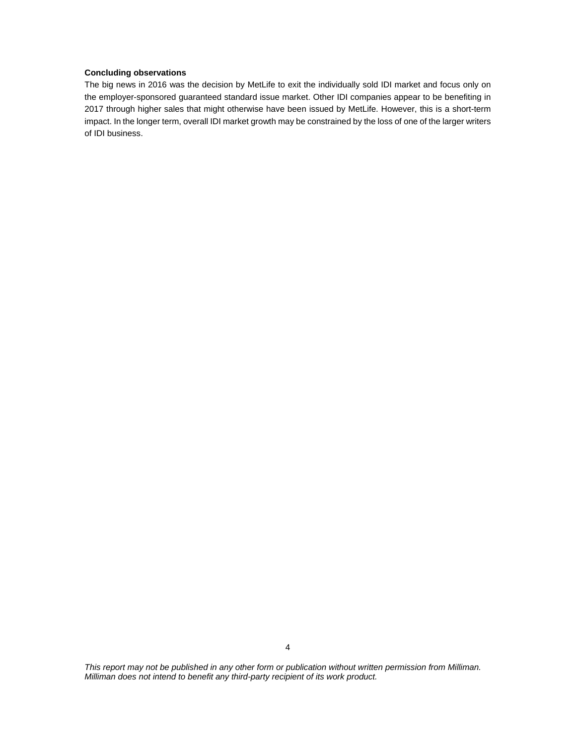**Concluding observations**

The big news in 2016 was the decision by MetLife to exit the individually sold IDI market and focus only on the employer-sponsored guaranteed standard issue market. Other IDI companies appear to be benefiting in 2017 through higher sales that might otherwise have been issued by MetLife. However, this is a short-term impact. In the longer term, overall IDI market growth may be constrained by the loss of one of the larger writers of IDI business.

*This report may not be published in any other form or publication without written permission from Milliman. Milliman does not intend to benefit any third-party recipient of its work product.*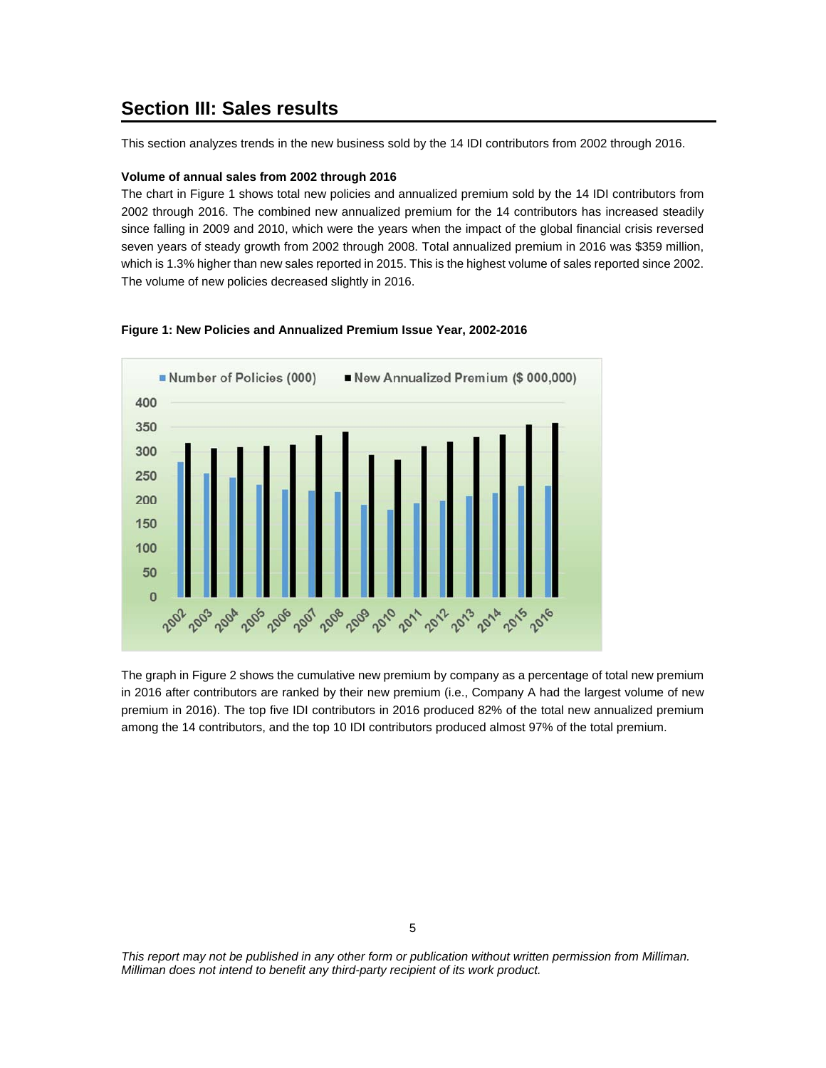## Section III: Sales results

This section analyzes trends in the new business sold by the 14 IDI contributors from 2002 through 2016.

**Volume of annual sales from 2002 through 2016**

The chart in Figure 1 shows total new policies and annualized premium sold by the 14 IDI contributors from 2002 through 2016. The combined new annualized premium for the 14 contributors has increased steadily since falling in 2009 and 2010, which were the years when the impact of the global financial crisis reversed seven years of steady growth from 2002 through 2008. Total annualized premium in 2016 was $359 million, which is 1.3% higher than new sales reported in 2015. This is the highest volume of sales reported since 2002. The volume of new policies decreased slightly in 2016.

**Figure 1: New Policies and Annualized Premium Issue Year, 2002-2016**

The graph in Figure 2 shows the cumulative new premium by company as a percentage of total new premium in 2016 after contributors are ranked by their new premium (i.e., Company A had the largest volume of new premium in 2016). The top five IDI contributors in 2016 produced 82% of the total new annualized premium among the 14 contributors, and the top 10 IDI contributors produced almost 97% of the total premium.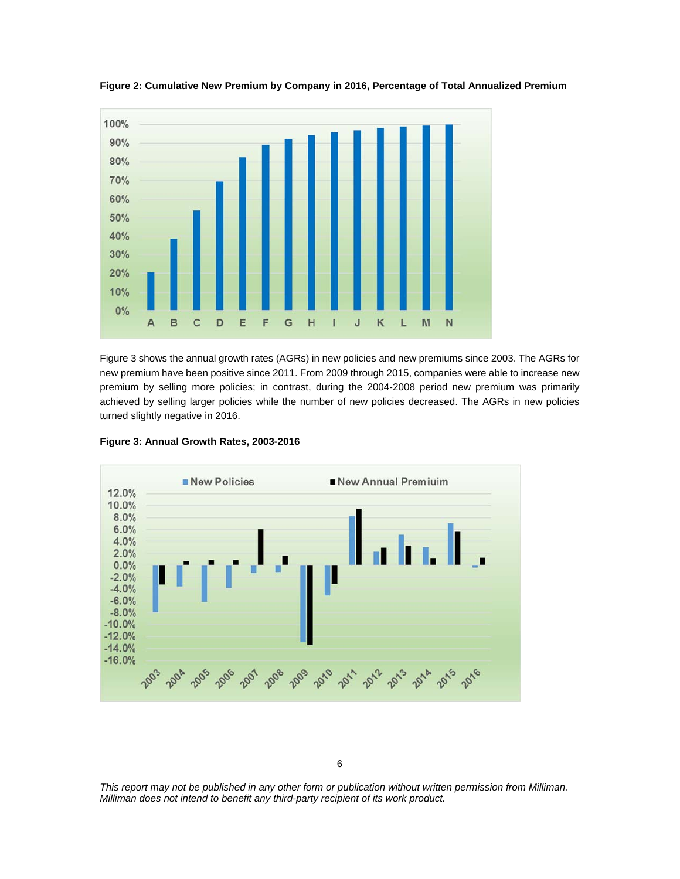**Figure 2: Cumulative New Premium by Company in 2016, Percentage of Total Annualized Premium**

Figure 3 shows the annual growth rates (AGRs) in new policies and new premiums since 2003. The AGRs for new premium have been positive since 2011. From 2009 through 2015, companies were able to increase new premium by selling more policies; in contrast, during the 2004-2008 period new premium was primarily achieved by selling larger policies while the number of new policies decreased. The AGRs in new policies turned slightly negative in 2016.

**Figure 3: Annual Growth Rates, 2003-2016**

*This report may not be published in any other form or publication without written permission from Milliman. Milliman does not intend to benefit any third-party recipient of its work product.*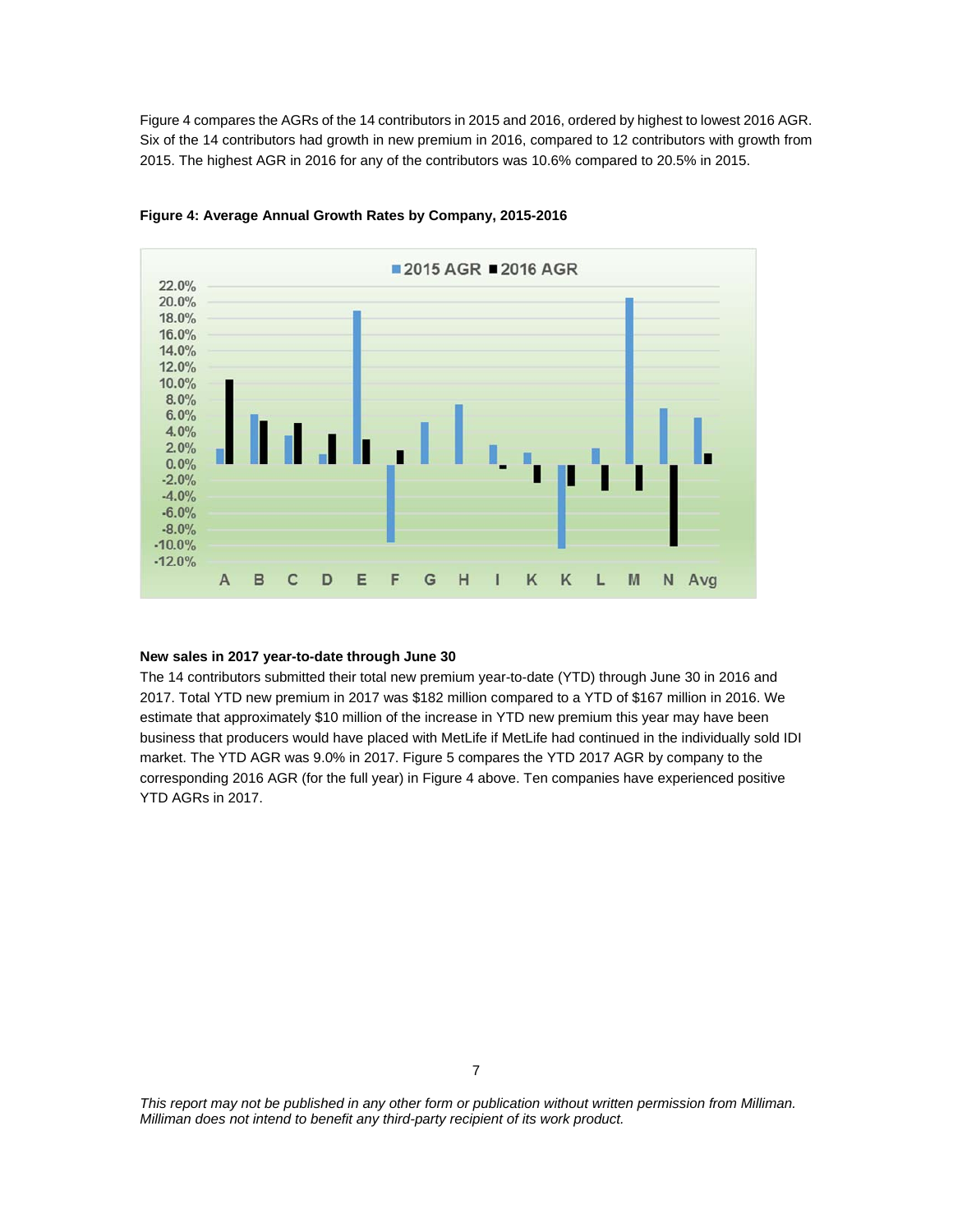Figure 4 compares the AGRs of the 14 contributors in 2015 and 2016, ordered by highest to lowest 2016 AGR. Six of the 14 contributors had growth in new premium in 2016, compared to 12 contributors with growth from 2015. The highest AGR in 2016 for any of the contributors was 10.6% compared to 20.5% in 2015.

**Figure 4: Average Annual Growth Rates by Company, 2015-2016**

**New sales in 2017 year-to-date through June 30**

The 14 contributors submitted their total new premium year-to-date (YTD) through June 30 in 2016 and 2017. Total YTD new premium in 2017 was $182 million compared to a YTD of $167 million in 2016. We estimate that approximately $10 million of the increase in YTD new premium this year may have been business that producers would have placed with MetLife if MetLife had continued in the individually sold IDI market. The YTD AGR was 9.0% in 2017. Figure 5 compares the YTD 2017 AGR by company to the corresponding 2016 AGR (for the full year) in Figure 4 above. Ten companies have experienced positive YTD AGRs in 2017.

*This report may not be published in any other form or publication without written permission from Milliman. Milliman does not intend to benefit any third-party recipient of its work product.*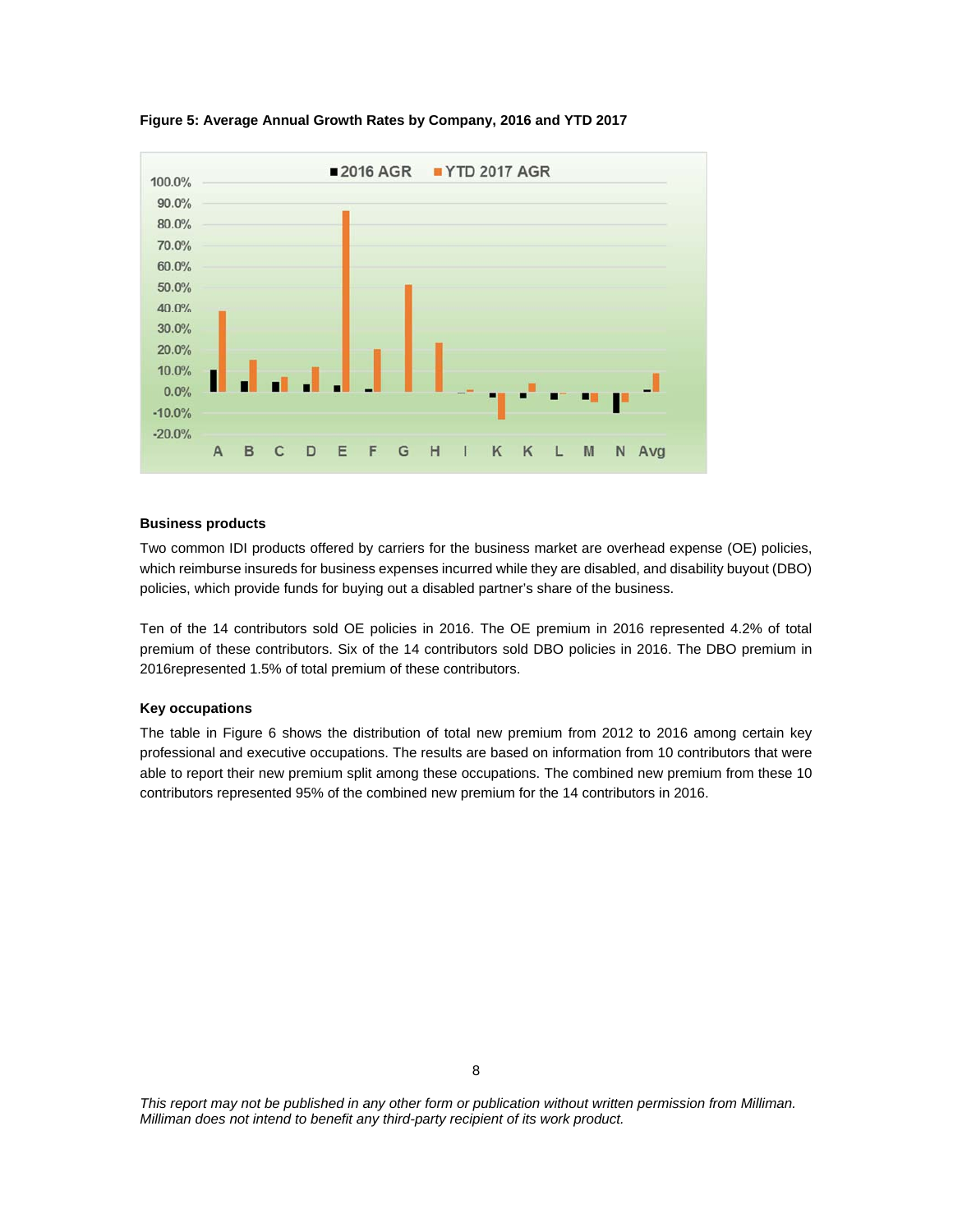**Figure 5: Average Annual Growth Rates by Company, 2016 and YTD 2017**

#### Business products

Two common IDI products offered by carriers for the business market are overhead expense (OE) policies, which reimburse insureds for business expenses incurred while they are disabled, and disability buyout (DBO) policies, which provide funds for buying out a disabled partner's share of the business.

Ten of the 14 contributors sold OE policies in 2016. The OE premium in 2016 represented 4.2% of total premium of these contributors. Six of the 14 contributors sold DBO policies in 2016. The DBO premium in 2016represented 1.5% of total premium of these contributors.

#### Key occupations

The table in Figure 6 shows the distribution of total new premium from 2012 to 2016 among certain key professional and executive occupations. The results are based on information from 10 contributors that were able to report their new premium split among these occupations. The combined new premium from these 10 contributors represented 95% of the combined new premium for the 14 contributors in 2016.

*This report may not be published in any other form or publication without written permission from Milliman. Milliman does not intend to benefit any third-party recipient of its work product.*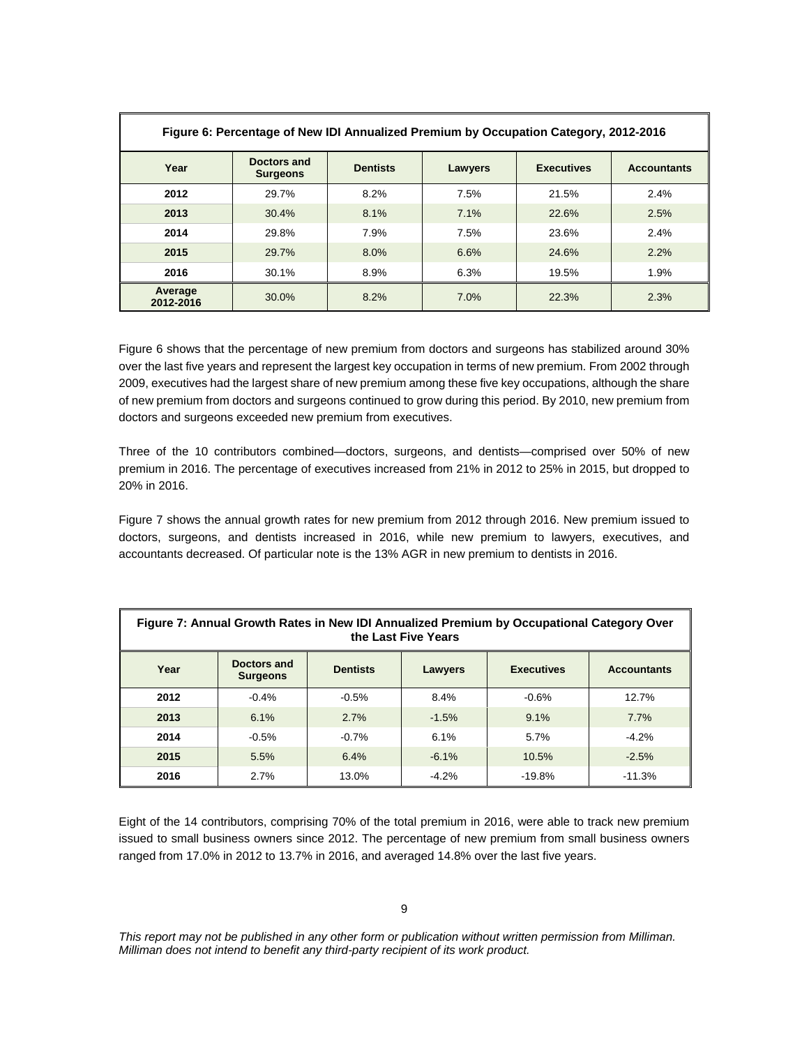**Figure 6: Percentage of New IDI Annualized Premium by Occupation Category, 2012-2016**

| Year | Doctors and Surgeons | Dentists | Lawyers | Executives | Accountants |
|---|---|---|---|---|---|
| 2012 | 29.7% | 8.2% | 7.5% | 21.5% | 2.4% |
| 2013 | 30.4% | 8.1% | 7.1% | 22.6% | 2.5% |
| 2014 | 29.8% | 7.9% | 7.5% | 23.6% | 2.4% |
| 2015 | 29.7% | 8.0% | 6.6% | 24.6% | 2.2% |
| 2016 | 30.1% | 8.9% | 6.3% | 19.5% | 1.9% |
| Average 2012-2016 | 30.0% | 8.2% | 7.0% | 22.3% | 2.3% |

Figure 6 shows that the percentage of new premium from doctors and surgeons has stabilized around 30% over the last five years and represent the largest key occupation in terms of new premium. From 2002 through 2009, executives had the largest share of new premium among these five key occupations, although the share of new premium from doctors and surgeons continued to grow during this period. By 2010, new premium from doctors and surgeons exceeded new premium from executives.

Three of the 10 contributors combined—doctors, surgeons, and dentists—comprised over 50% of new premium in 2016. The percentage of executives increased from 21% in 2012 to 25% in 2015, but dropped to 20% in 2016.

Figure 7 shows the annual growth rates for new premium from 2012 through 2016. New premium issued to doctors, surgeons, and dentists increased in 2016, while new premium to lawyers, executives, and accountants decreased. Of particular note is the 13% AGR in new premium to dentists in 2016.

**Figure 7: Annual Growth Rates in New IDI Annualized Premium by Occupational Category Over the Last Five Years**

| Year | Doctors and Surgeons | Dentists | Lawyers | Executives | Accountants |
|---|---|---|---|---|---|
| 2012 | -0.4% | -0.5% | 8.4% | -0.6% | 12.7% |
| 2013 | 6.1% | 2.7% | -1.5% | 9.1% | 7.7% |
| 2014 | -0.5% | -0.7% | 6.1% | 5.7% | -4.2% |
| 2015 | 5.5% | 6.4% | -6.1% | 10.5% | -2.5% |
| 2016 | 2.7% | 13.0% | -4.2% | -19.8% | -11.3% |

Eight of the 14 contributors, comprising 70% of the total premium in 2016, were able to track new premium issued to small business owners since 2012. The percentage of new premium from small business owners ranged from 17.0% in 2012 to 13.7% in 2016, and averaged 14.8% over the last five years.

*This report may not be published in any other form or publication without written permission from Milliman. Milliman does not intend to benefit any third-party recipient of its work product.*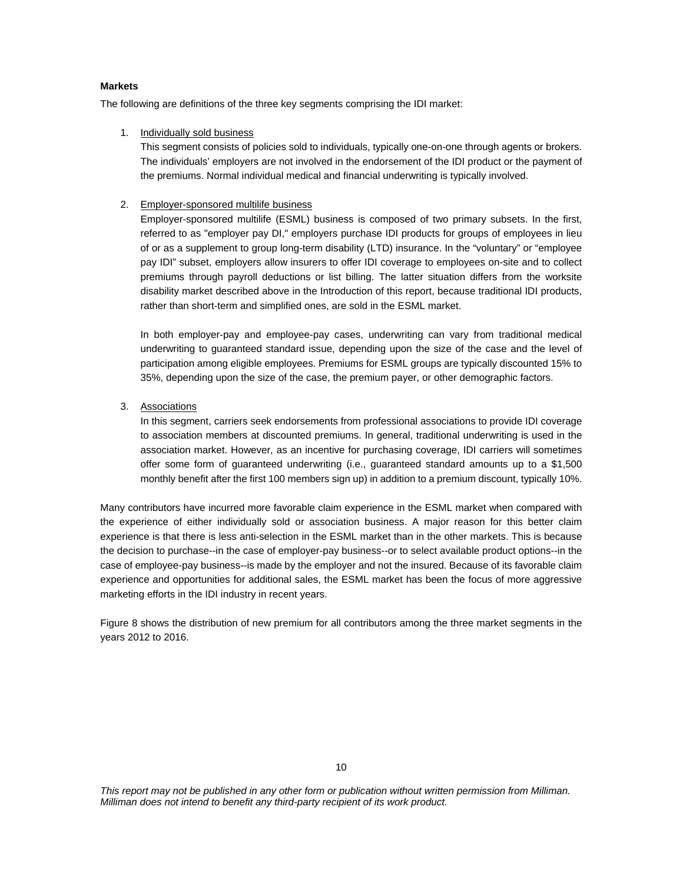**Markets**

The following are definitions of the three key segments comprising the IDI market:

1. Individually sold business

   This segment consists of policies sold to individuals, typically one-on-one through agents or brokers. The individuals' employers are not involved in the endorsement of the IDI product or the payment of the premiums. Normal individual medical and financial underwriting is typically involved.

2. Employer-sponsored multilife business

   Employer-sponsored multilife (ESML) business is composed of two primary subsets. In the first, referred to as "employer pay DI," employers purchase IDI products for groups of employees in lieu of or as a supplement to group long-term disability (LTD) insurance. In the "voluntary" or "employee pay IDI" subset, employers allow insurers to offer IDI coverage to employees on-site and to collect premiums through payroll deductions or list billing. The latter situation differs from the worksite disability market described above in the Introduction of this report, because traditional IDI products, rather than short-term and simplified ones, are sold in the ESML market.

   In both employer-pay and employee-pay cases, underwriting can vary from traditional medical underwriting to guaranteed standard issue, depending upon the size of the case and the level of participation among eligible employees. Premiums for ESML groups are typically discounted 15% to 35%, depending upon the size of the case, the premium payer, or other demographic factors.

3. Associations

   In this segment, carriers seek endorsements from professional associations to provide IDI coverage to association members at discounted premiums. In general, traditional underwriting is used in the association market. However, as an incentive for purchasing coverage, IDI carriers will sometimes offer some form of guaranteed underwriting (i.e., guaranteed standard amounts up to a $1,500 monthly benefit after the first 100 members sign up) in addition to a premium discount, typically 10%.

Many contributors have incurred more favorable claim experience in the ESML market when compared with the experience of either individually sold or association business. A major reason for this better claim experience is that there is less anti-selection in the ESML market than in the other markets. This is because the decision to purchase--in the case of employer-pay business--or to select available product options--in the case of employee-pay business--is made by the employer and not the insured. Because of its favorable claim experience and opportunities for additional sales, the ESML market has been the focus of more aggressive marketing efforts in the IDI industry in recent years.

Figure 8 shows the distribution of new premium for all contributors among the three market segments in the years 2012 to 2016.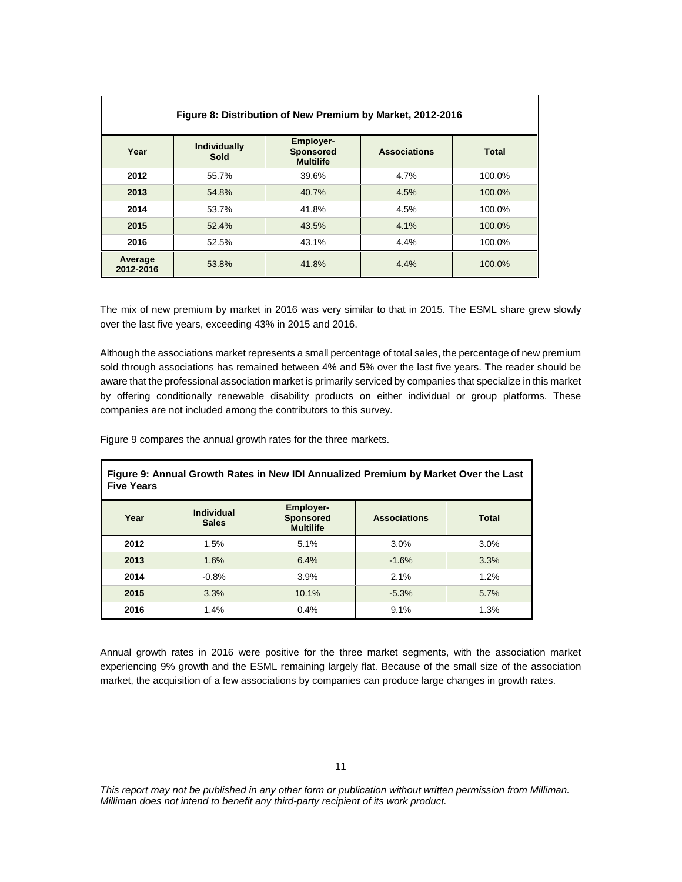| Figure 8: Distribution of New Premium by Market, 2012-2016 | | | | |
|---|---|---|---|---|
| **Year** | **Individually Sold** | **Employer-Sponsored Multilife** | **Associations** | **Total** |
| **2012** | 55.7% | 39.6% | 4.7% | 100.0% |
| **2013** | 54.8% | 40.7% | 4.5% | 100.0% |
| **2014** | 53.7% | 41.8% | 4.5% | 100.0% |
| **2015** | 52.4% | 43.5% | 4.1% | 100.0% |
| **2016** | 52.5% | 43.1% | 4.4% | 100.0% |
| **Average 2012-2016** | 53.8% | 41.8% | 4.4% | 100.0% |

The mix of new premium by market in 2016 was very similar to that in 2015. The ESML share grew slowly over the last five years, exceeding 43% in 2015 and 2016.

Although the associations market represents a small percentage of total sales, the percentage of new premium sold through associations has remained between 4% and 5% over the last five years. The reader should be aware that the professional association market is primarily serviced by companies that specialize in this market by offering conditionally renewable disability products on either individual or group platforms. These companies are not included among the contributors to this survey.

Figure 9 compares the annual growth rates for the three markets.

| Figure 9: Annual Growth Rates in New IDI Annualized Premium by Market Over the Last Five Years | | | | |
|---|---|---|---|---|
| **Year** | **Individual Sales** | **Employer-Sponsored Multilife** | **Associations** | **Total** |
| **2012** | 1.5% | 5.1% | 3.0% | 3.0% |
| **2013** | 1.6% | 6.4% | -1.6% | 3.3% |
| **2014** | -0.8% | 3.9% | 2.1% | 1.2% |
| **2015** | 3.3% | 10.1% | -5.3% | 5.7% |
| **2016** | 1.4% | 0.4% | 9.1% | 1.3% |

Annual growth rates in 2016 were positive for the three market segments, with the association market experiencing 9% growth and the ESML remaining largely flat. Because of the small size of the association market, the acquisition of a few associations by companies can produce large changes in growth rates.

*This report may not be published in any other form or publication without written permission from Milliman. Milliman does not intend to benefit any third-party recipient of its work product.*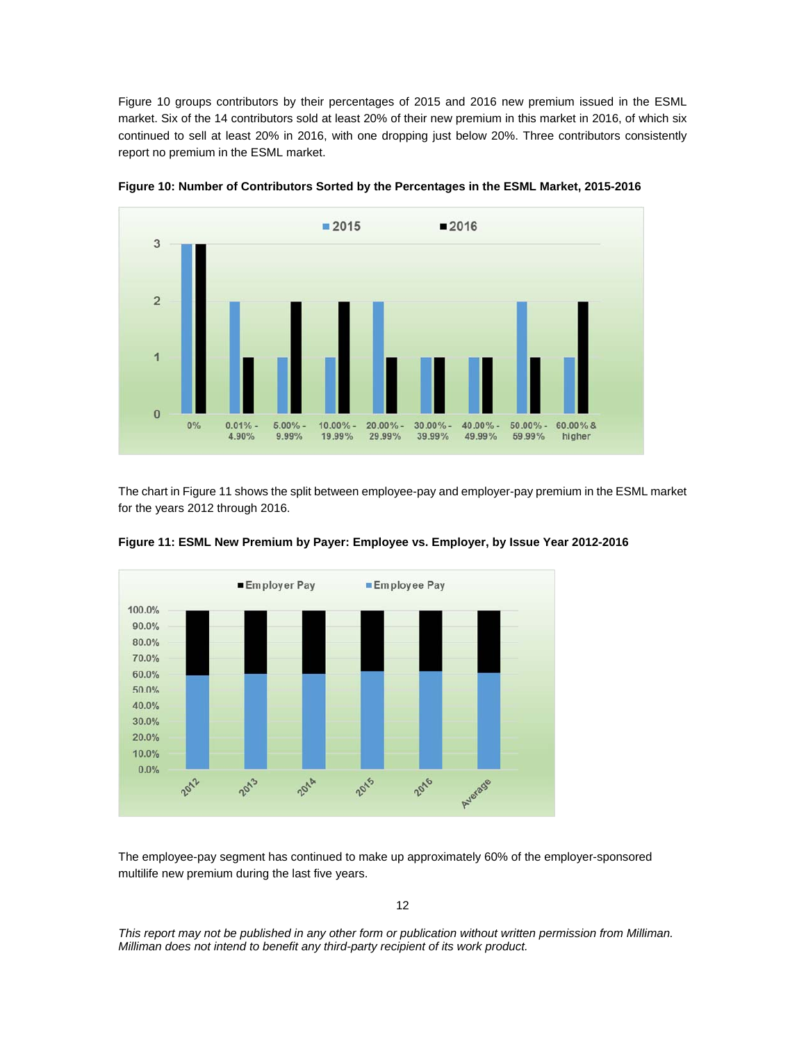Figure 10 groups contributors by their percentages of 2015 and 2016 new premium issued in the ESML market. Six of the 14 contributors sold at least 20% of their new premium in this market in 2016, of which six continued to sell at least 20% in 2016, with one dropping just below 20%. Three contributors consistently report no premium in the ESML market.

**Figure 10: Number of Contributors Sorted by the Percentages in the ESML Market, 2015-2016**

| Percentage | 2015 | 2016 |
|---|---|---|
| 0% | 3 | 3 |
| 0.01% - 4.90% | 2 | 1 |
| 5.00% - 9.99% | 1 | 2 |
| 10.00% - 19.99% | 1 | 2 |
| 20.00% - 29.99% | 2 | 1 |
| 30.00% - 39.99% | 1 | 1 |
| 40.00% - 49.99% | 1 | 1 |
| 50.00% - 59.99% | 2 | 1 |
| 60.00% & higher | 1 | 2 |

The chart in Figure 11 shows the split between employee-pay and employer-pay premium in the ESML market for the years 2012 through 2016.

**Figure 11: ESML New Premium by Payer: Employee vs. Employer, by Issue Year 2012-2016**

The employee-pay segment has continued to make up approximately 60% of the employer-sponsored multilife new premium during the last five years.

*This report may not be published in any other form or publication without written permission from Milliman. Milliman does not intend to benefit any third-party recipient of its work product.*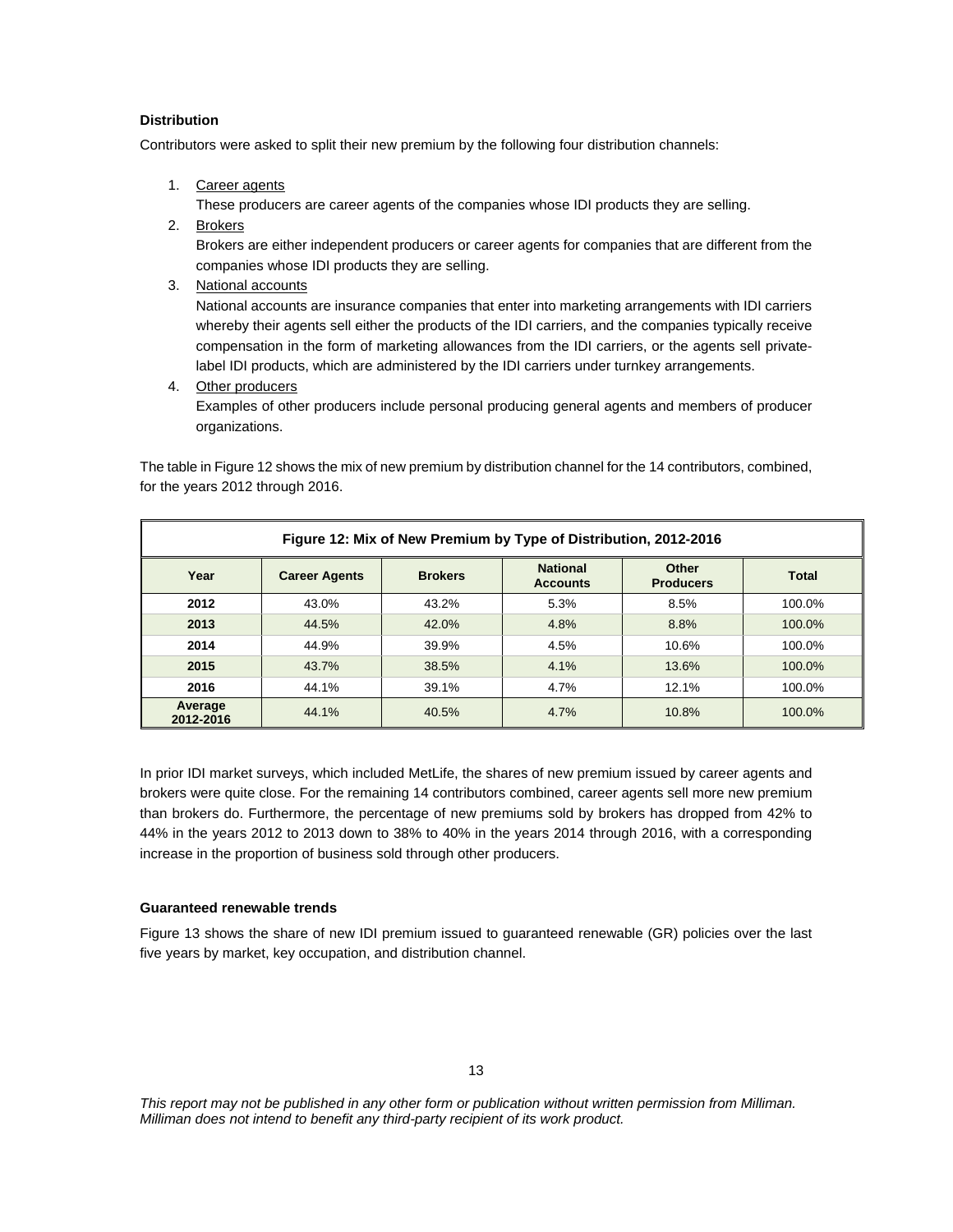**Distribution**

Contributors were asked to split their new premium by the following four distribution channels:

1. Career agents
   These producers are career agents of the companies whose IDI products they are selling.
2. Brokers
   Brokers are either independent producers or career agents for companies that are different from the companies whose IDI products they are selling.
3. National accounts
   National accounts are insurance companies that enter into marketing arrangements with IDI carriers whereby their agents sell either the products of the IDI carriers, and the companies typically receive compensation in the form of marketing allowances from the IDI carriers, or the agents sell private-label IDI products, which are administered by the IDI carriers under turnkey arrangements.
4. Other producers
   Examples of other producers include personal producing general agents and members of producer organizations.

The table in Figure 12 shows the mix of new premium by distribution channel for the 14 contributors, combined, for the years 2012 through 2016.

**Figure 12: Mix of New Premium by Type of Distribution, 2012-2016**

| Year | Career Agents | Brokers | National Accounts | Other Producers | Total |
|---|---|---|---|---|---|
| **2012** | 43.0% | 43.2% | 5.3% | 8.5% | 100.0% |
| **2013** | 44.5% | 42.0% | 4.8% | 8.8% | 100.0% |
| **2014** | 44.9% | 39.9% | 4.5% | 10.6% | 100.0% |
| **2015** | 43.7% | 38.5% | 4.1% | 13.6% | 100.0% |
| **2016** | 44.1% | 39.1% | 4.7% | 12.1% | 100.0% |
| **Average 2012-2016** | 44.1% | 40.5% | 4.7% | 10.8% | 100.0% |

In prior IDI market surveys, which included MetLife, the shares of new premium issued by career agents and brokers were quite close. For the remaining 14 contributors combined, career agents sell more new premium than brokers do. Furthermore, the percentage of new premiums sold by brokers has dropped from 42% to 44% in the years 2012 to 2013 down to 38% to 40% in the years 2014 through 2016, with a corresponding increase in the proportion of business sold through other producers.

**Guaranteed renewable trends**

Figure 13 shows the share of new IDI premium issued to guaranteed renewable (GR) policies over the last five years by market, key occupation, and distribution channel.

*This report may not be published in any other form or publication without written permission from Milliman. Milliman does not intend to benefit any third-party recipient of its work product.*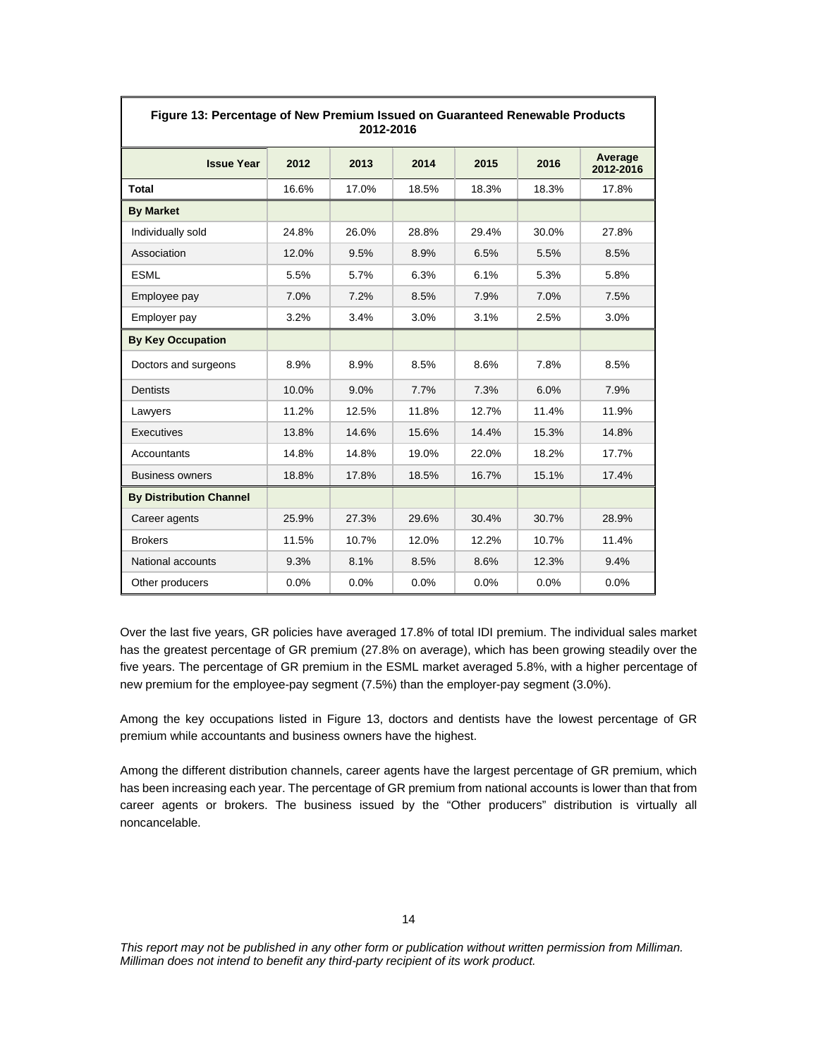**Figure 13: Percentage of New Premium Issued on Guaranteed Renewable Products 2012-2016**

| Issue Year | 2012 | 2013 | 2014 | 2015 | 2016 | Average 2012-2016 |
|---|---|---|---|---|---|---|
| **Total** | 16.6% | 17.0% | 18.5% | 18.3% | 18.3% | 17.8% |
| **By Market** | | | | | | |
| Individually sold | 24.8% | 26.0% | 28.8% | 29.4% | 30.0% | 27.8% |
| Association | 12.0% | 9.5% | 8.9% | 6.5% | 5.5% | 8.5% |
| ESML | 5.5% | 5.7% | 6.3% | 6.1% | 5.3% | 5.8% |
| Employee pay | 7.0% | 7.2% | 8.5% | 7.9% | 7.0% | 7.5% |
| Employer pay | 3.2% | 3.4% | 3.0% | 3.1% | 2.5% | 3.0% |
| **By Key Occupation** | | | | | | |
| Doctors and surgeons | 8.9% | 8.9% | 8.5% | 8.6% | 7.8% | 8.5% |
| Dentists | 10.0% | 9.0% | 7.7% | 7.3% | 6.0% | 7.9% |
| Lawyers | 11.2% | 12.5% | 11.8% | 12.7% | 11.4% | 11.9% |
| Executives | 13.8% | 14.6% | 15.6% | 14.4% | 15.3% | 14.8% |
| Accountants | 14.8% | 14.8% | 19.0% | 22.0% | 18.2% | 17.7% |
| Business owners | 18.8% | 17.8% | 18.5% | 16.7% | 15.1% | 17.4% |
| **By Distribution Channel** | | | | | | |
| Career agents | 25.9% | 27.3% | 29.6% | 30.4% | 30.7% | 28.9% |
| Brokers | 11.5% | 10.7% | 12.0% | 12.2% | 10.7% | 11.4% |
| National accounts | 9.3% | 8.1% | 8.5% | 8.6% | 12.3% | 9.4% |
| Other producers | 0.0% | 0.0% | 0.0% | 0.0% | 0.0% | 0.0% |

Over the last five years, GR policies have averaged 17.8% of total IDI premium. The individual sales market has the greatest percentage of GR premium (27.8% on average), which has been growing steadily over the five years. The percentage of GR premium in the ESML market averaged 5.8%, with a higher percentage of new premium for the employee-pay segment (7.5%) than the employer-pay segment (3.0%).

Among the key occupations listed in Figure 13, doctors and dentists have the lowest percentage of GR premium while accountants and business owners have the highest.

Among the different distribution channels, career agents have the largest percentage of GR premium, which has been increasing each year. The percentage of GR premium from national accounts is lower than that from career agents or brokers. The business issued by the "Other producers" distribution is virtually all noncancelable.

*This report may not be published in any other form or publication without written permission from Milliman. Milliman does not intend to benefit any third-party recipient of its work product.*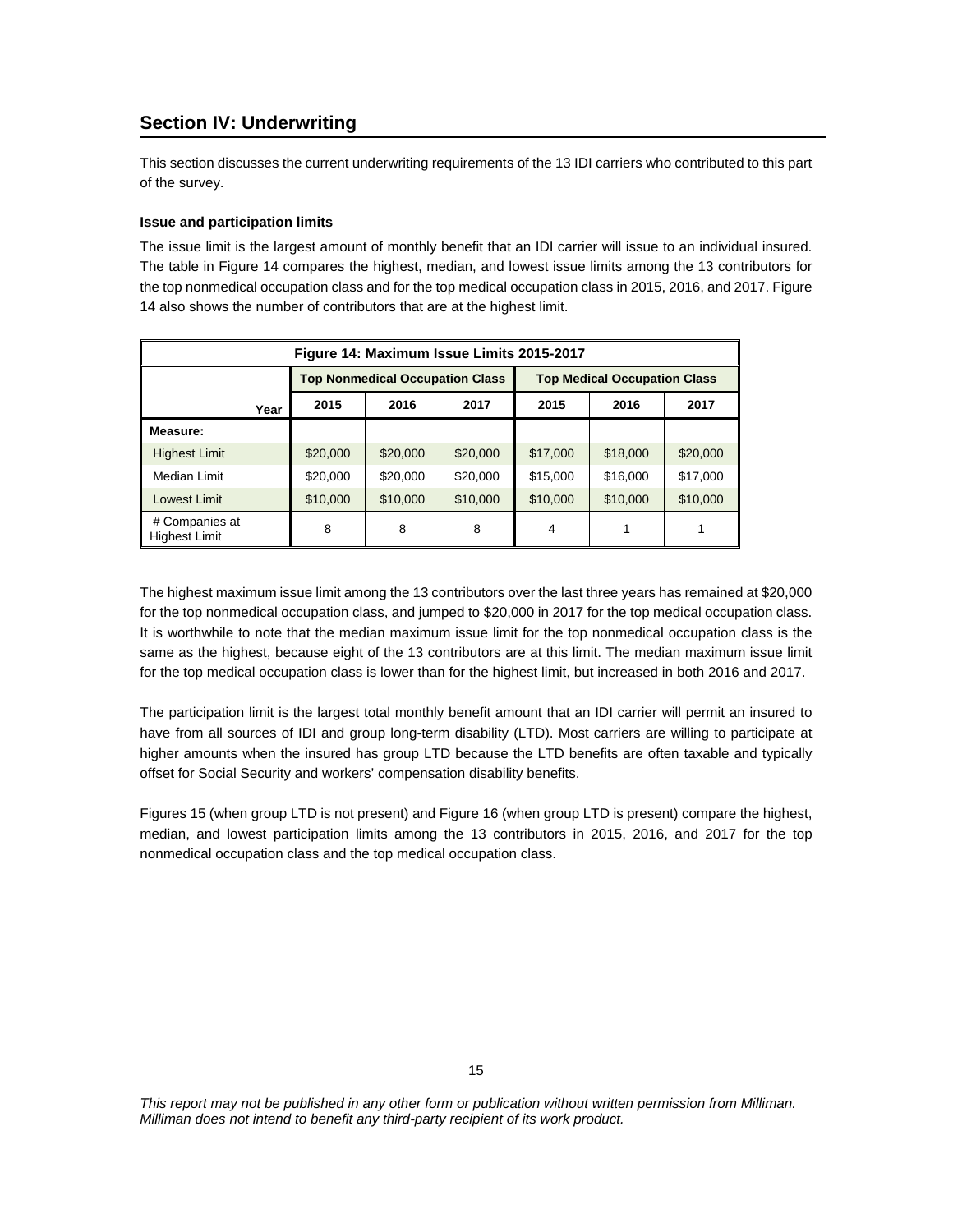## Section IV: Underwriting

This section discusses the current underwriting requirements of the 13 IDI carriers who contributed to this part of the survey.

**Issue and participation limits**

The issue limit is the largest amount of monthly benefit that an IDI carrier will issue to an individual insured. The table in Figure 14 compares the highest, median, and lowest issue limits among the 13 contributors for the top nonmedical occupation class and for the top medical occupation class in 2015, 2016, and 2017. Figure 14 also shows the number of contributors that are at the highest limit.

**Figure 14: Maximum Issue Limits 2015-2017**

| | Top Nonmedical Occupation Class | | | Top Medical Occupation Class | | |
|---|---|---|---|---|---|---|
| Year | 2015 | 2016 | 2017 | 2015 | 2016 | 2017 |
| **Measure:** | | | | | | |
| Highest Limit | $20,000 | $20,000 | $20,000 | $17,000 | $18,000 | $20,000 |
| Median Limit | $20,000 | $20,000 | $20,000 | $15,000 | $16,000 | $17,000 |
| Lowest Limit | $10,000 | $10,000 | $10,000 | $10,000 | $10,000 | $10,000 |
| # Companies at Highest Limit | 8 | 8 | 8 | 4 | 1 | 1 |

The highest maximum issue limit among the 13 contributors over the last three years has remained at $20,000 for the top nonmedical occupation class, and jumped to $20,000 in 2017 for the top medical occupation class. It is worthwhile to note that the median maximum issue limit for the top nonmedical occupation class is the same as the highest, because eight of the 13 contributors are at this limit. The median maximum issue limit for the top medical occupation class is lower than for the highest limit, but increased in both 2016 and 2017.

The participation limit is the largest total monthly benefit amount that an IDI carrier will permit an insured to have from all sources of IDI and group long-term disability (LTD). Most carriers are willing to participate at higher amounts when the insured has group LTD because the LTD benefits are often taxable and typically offset for Social Security and workers' compensation disability benefits.

Figures 15 (when group LTD is not present) and Figure 16 (when group LTD is present) compare the highest, median, and lowest participation limits among the 13 contributors in 2015, 2016, and 2017 for the top nonmedical occupation class and the top medical occupation class.

*This report may not be published in any other form or publication without written permission from Milliman. Milliman does not intend to benefit any third-party recipient of its work product.*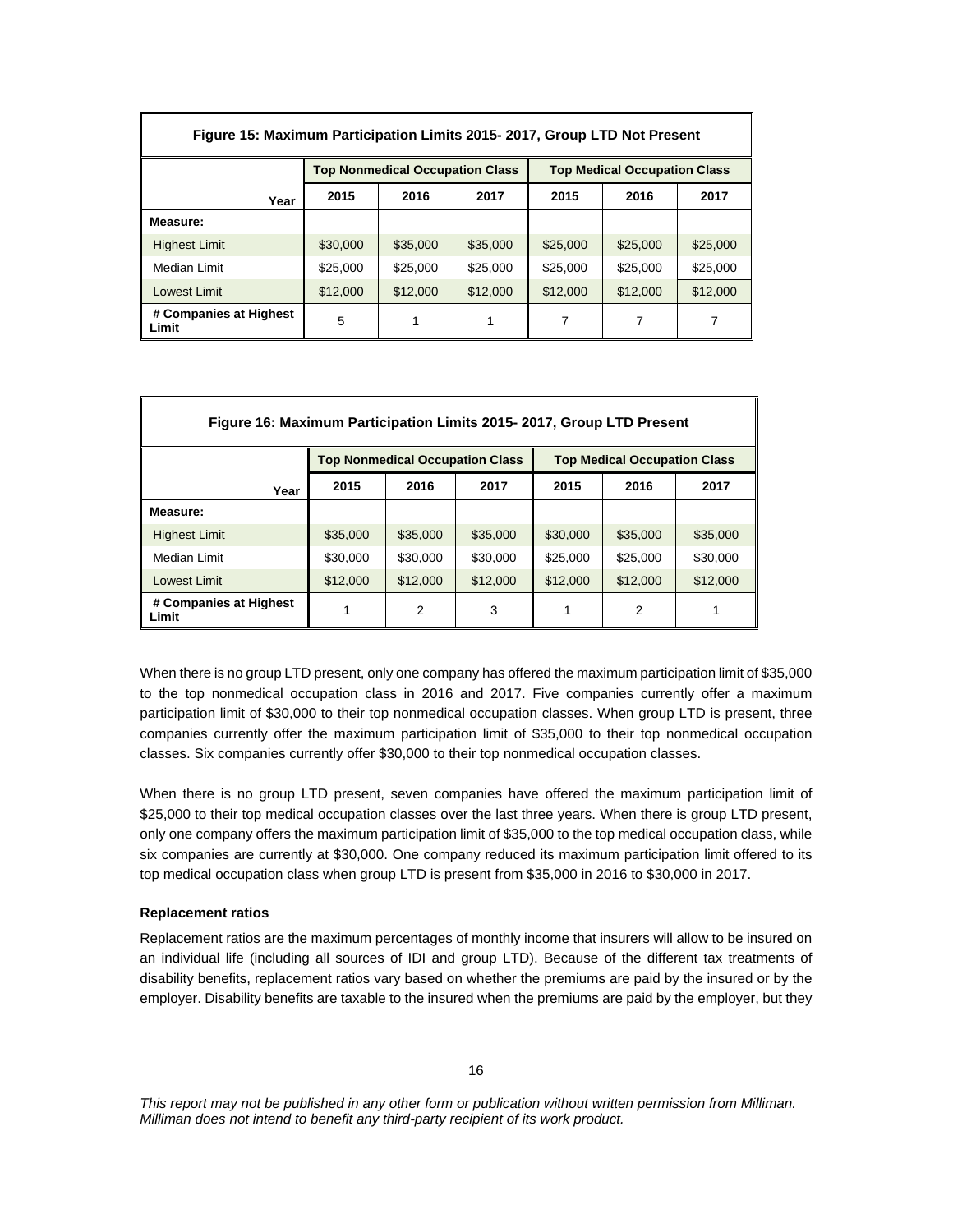| Figure 15: Maximum Participation Limits 2015- 2017, Group LTD Not Present | | | | | | |
|---|---|---|---|---|---|---|
| | **Top Nonmedical Occupation Class** | | | **Top Medical Occupation Class** | | |
| **Year** | **2015** | **2016** | **2017** | **2015** | **2016** | **2017** |
| **Measure:** | | | | | | |
| Highest Limit | $30,000 | $35,000 | $35,000 | $25,000 | $25,000 | $25,000 |
| Median Limit | $25,000 | $25,000 | $25,000 | $25,000 | $25,000 | $25,000 |
| Lowest Limit | $12,000 | $12,000 | $12,000 | $12,000 | $12,000 | $12,000 |
| **# Companies at Highest Limit** | 5 | 1 | 1 | 7 | 7 | 7 |

| Figure 16: Maximum Participation Limits 2015- 2017, Group LTD Present | | | | | | |
|---|---|---|---|---|---|---|
| | **Top Nonmedical Occupation Class** | | | **Top Medical Occupation Class** | | |
| **Year** | **2015** | **2016** | **2017** | **2015** | **2016** | **2017** |
| **Measure:** | | | | | | |
| Highest Limit | $35,000 | $35,000 | $35,000 | $30,000 | $35,000 | $35,000 |
| Median Limit | $30,000 | $30,000 | $30,000 | $25,000 | $25,000 | $30,000 |
| Lowest Limit | $12,000 | $12,000 | $12,000 | $12,000 | $12,000 | $12,000 |
| **# Companies at Highest Limit** | 1 | 2 | 3 | 1 | 2 | 1 |

When there is no group LTD present, only one company has offered the maximum participation limit of $35,000 to the top nonmedical occupation class in 2016 and 2017. Five companies currently offer a maximum participation limit of $30,000 to their top nonmedical occupation classes. When group LTD is present, three companies currently offer the maximum participation limit of $35,000 to their top nonmedical occupation classes. Six companies currently offer $30,000 to their top nonmedical occupation classes.

When there is no group LTD present, seven companies have offered the maximum participation limit of $25,000 to their top medical occupation classes over the last three years. When there is group LTD present, only one company offers the maximum participation limit of $35,000 to the top medical occupation class, while six companies are currently at $30,000. One company reduced its maximum participation limit offered to its top medical occupation class when group LTD is present from $35,000 in 2016 to $30,000 in 2017.

**Replacement ratios**

Replacement ratios are the maximum percentages of monthly income that insurers will allow to be insured on an individual life (including all sources of IDI and group LTD). Because of the different tax treatments of disability benefits, replacement ratios vary based on whether the premiums are paid by the insured or by the employer. Disability benefits are taxable to the insured when the premiums are paid by the employer, but they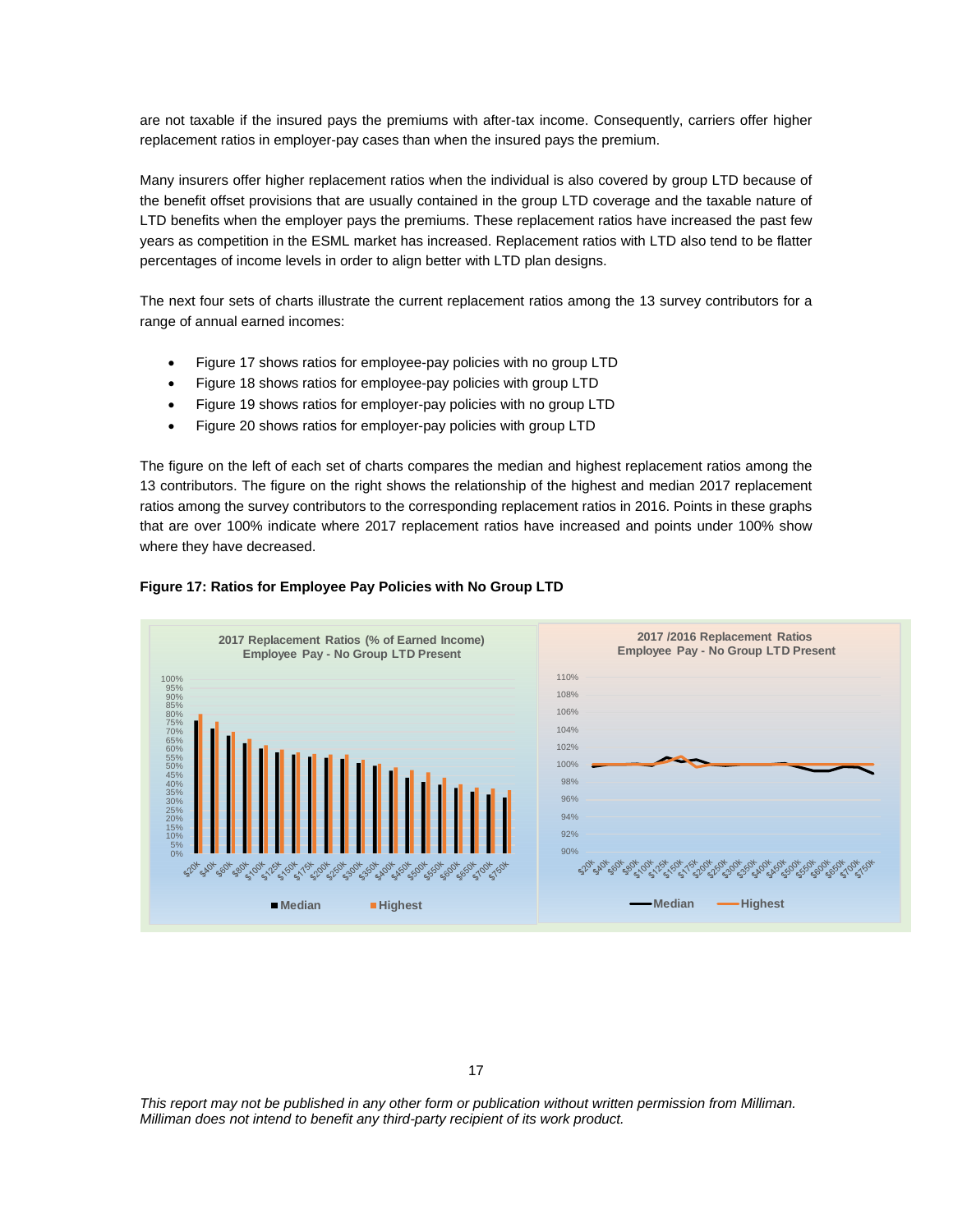are not taxable if the insured pays the premiums with after-tax income. Consequently, carriers offer higher replacement ratios in employer-pay cases than when the insured pays the premium.

Many insurers offer higher replacement ratios when the individual is also covered by group LTD because of the benefit offset provisions that are usually contained in the group LTD coverage and the taxable nature of LTD benefits when the employer pays the premiums. These replacement ratios have increased the past few years as competition in the ESML market has increased. Replacement ratios with LTD also tend to be flatter percentages of income levels in order to align better with LTD plan designs.

The next four sets of charts illustrate the current replacement ratios among the 13 survey contributors for a range of annual earned incomes:

- Figure 17 shows ratios for employee-pay policies with no group LTD
- Figure 18 shows ratios for employee-pay policies with group LTD
- Figure 19 shows ratios for employer-pay policies with no group LTD
- Figure 20 shows ratios for employer-pay policies with group LTD

The figure on the left of each set of charts compares the median and highest replacement ratios among the 13 contributors. The figure on the right shows the relationship of the highest and median 2017 replacement ratios among the survey contributors to the corresponding replacement ratios in 2016. Points in these graphs that are over 100% indicate where 2017 replacement ratios have increased and points under 100% show where they have decreased.

**Figure 17: Ratios for Employee Pay Policies with No Group LTD**

*This report may not be published in any other form or publication without written permission from Milliman. Milliman does not intend to benefit any third-party recipient of its work product.*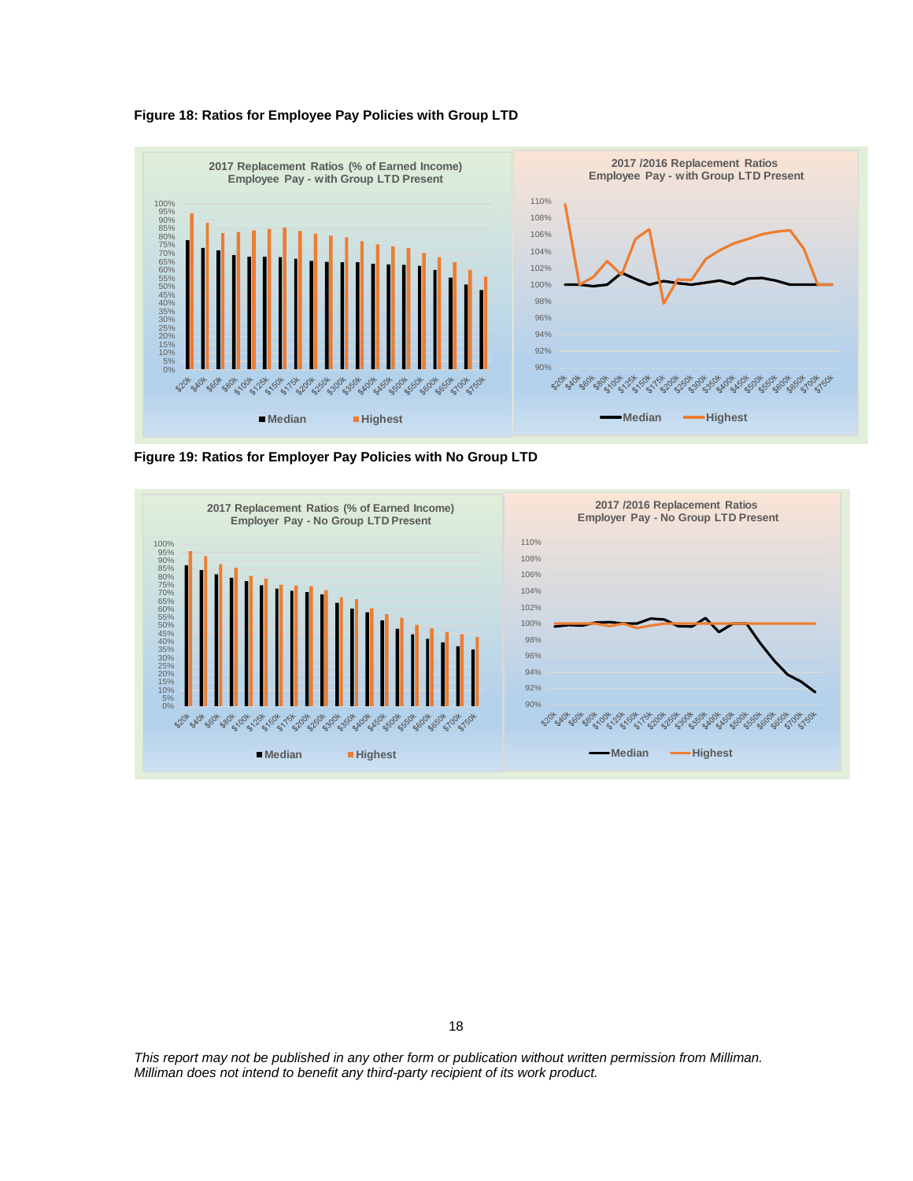**Figure 18: Ratios for Employee Pay Policies with Group LTD**

**Figure 19: Ratios for Employer Pay Policies with No Group LTD**

*This report may not be published in any other form or publication without written permission from Milliman. Milliman does not intend to benefit any third-party recipient of its work product.*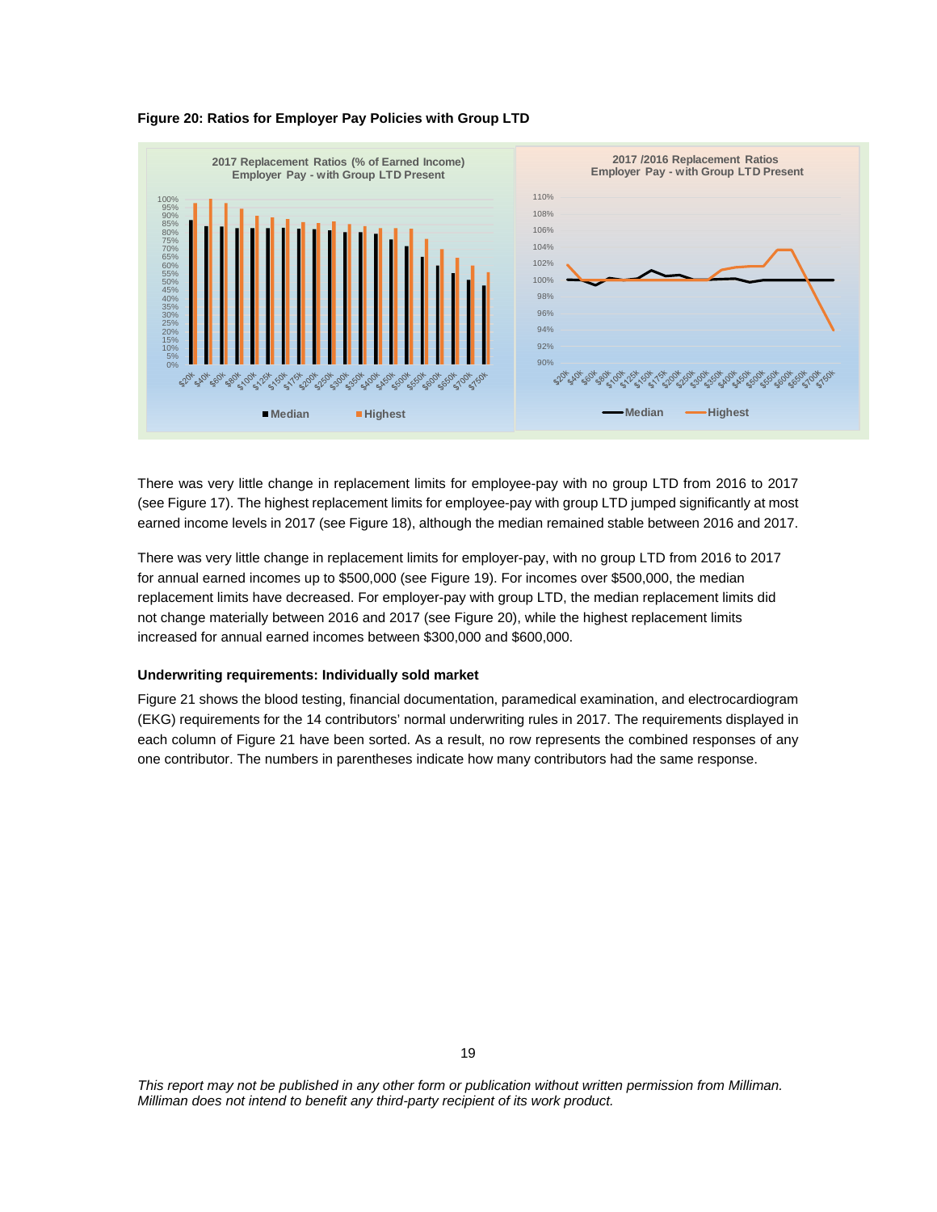**Figure 20: Ratios for Employer Pay Policies with Group LTD**

There was very little change in replacement limits for employee-pay with no group LTD from 2016 to 2017 (see Figure 17). The highest replacement limits for employee-pay with group LTD jumped significantly at most earned income levels in 2017 (see Figure 18), although the median remained stable between 2016 and 2017.

There was very little change in replacement limits for employer-pay, with no group LTD from 2016 to 2017 for annual earned incomes up to $500,000 (see Figure 19). For incomes over $500,000, the median replacement limits have decreased. For employer-pay with group LTD, the median replacement limits did not change materially between 2016 and 2017 (see Figure 20), while the highest replacement limits increased for annual earned incomes between $300,000 and $600,000.

#### Underwriting requirements: Individually sold market

Figure 21 shows the blood testing, financial documentation, paramedical examination, and electrocardiogram (EKG) requirements for the 14 contributors' normal underwriting rules in 2017. The requirements displayed in each column of Figure 21 have been sorted. As a result, no row represents the combined responses of any one contributor. The numbers in parentheses indicate how many contributors had the same response.

*This report may not be published in any other form or publication without written permission from Milliman. Milliman does not intend to benefit any third-party recipient of its work product.*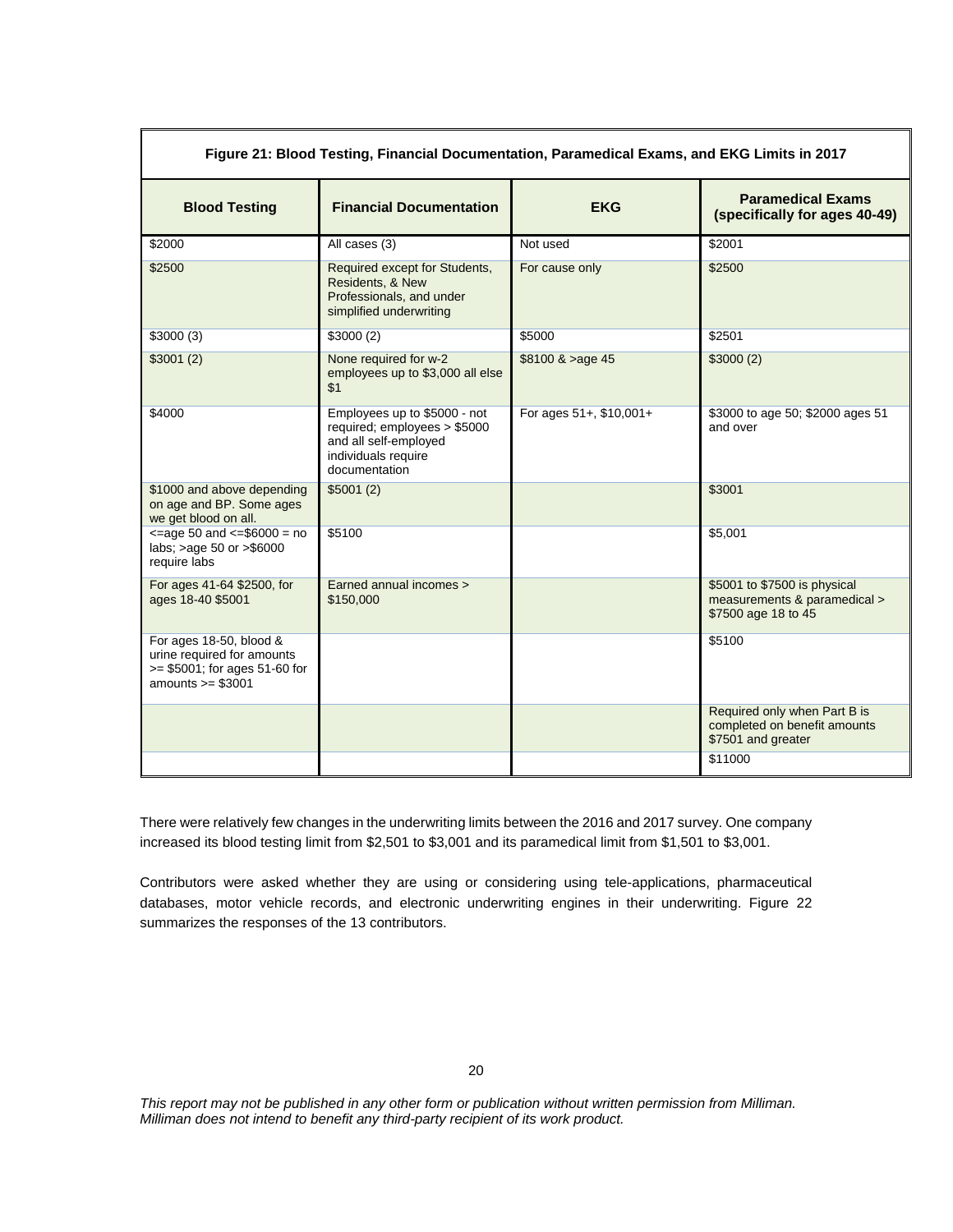**Figure 21: Blood Testing, Financial Documentation, Paramedical Exams, and EKG Limits in 2017**

| Blood Testing | Financial Documentation | EKG | Paramedical Exams (specifically for ages 40-49) |
|---|---|---|---|
| $2000 | All cases (3) | Not used | $2001 |
| $2500 | Required except for Students, Residents, & New Professionals, and under simplified underwriting | For cause only | $2500 |
| $3000 (3) | $3000 (2) | $5000 | $2501 |
| $3001 (2) | None required for w-2 employees up to $3,000 all else $1 | $8100 & >age 45 | $3000 (2) |
| $4000 | Employees up to $5000 - not required; employees > $5000 and all self-employed individuals require documentation | For ages 51+, $10,001+ | $3000 to age 50; $2000 ages 51 and over |
| $1000 and above depending on age and BP. Some ages we get blood on all. | $5001 (2) | | $3001 |
| <=age 50 and <=$6000 = no labs; >age 50 or >$6000 require labs | $5100 | | $5,001 |
| For ages 41-64 $2500, for ages 18-40 $5001 | Earned annual incomes > $150,000 | | $5001 to $7500 is physical measurements & paramedical > $7500 age 18 to 45 |
| For ages 18-50, blood & urine required for amounts >= $5001; for ages 51-60 for amounts >= $3001 | | | $5100 |
| | | | Required only when Part B is completed on benefit amounts $7501 and greater |
| | | | $11000 |

There were relatively few changes in the underwriting limits between the 2016 and 2017 survey. One company increased its blood testing limit from $2,501 to $3,001 and its paramedical limit from $1,501 to $3,001.

Contributors were asked whether they are using or considering using tele-applications, pharmaceutical databases, motor vehicle records, and electronic underwriting engines in their underwriting. Figure 22 summarizes the responses of the 13 contributors.

*This report may not be published in any other form or publication without written permission from Milliman. Milliman does not intend to benefit any third-party recipient of its work product.*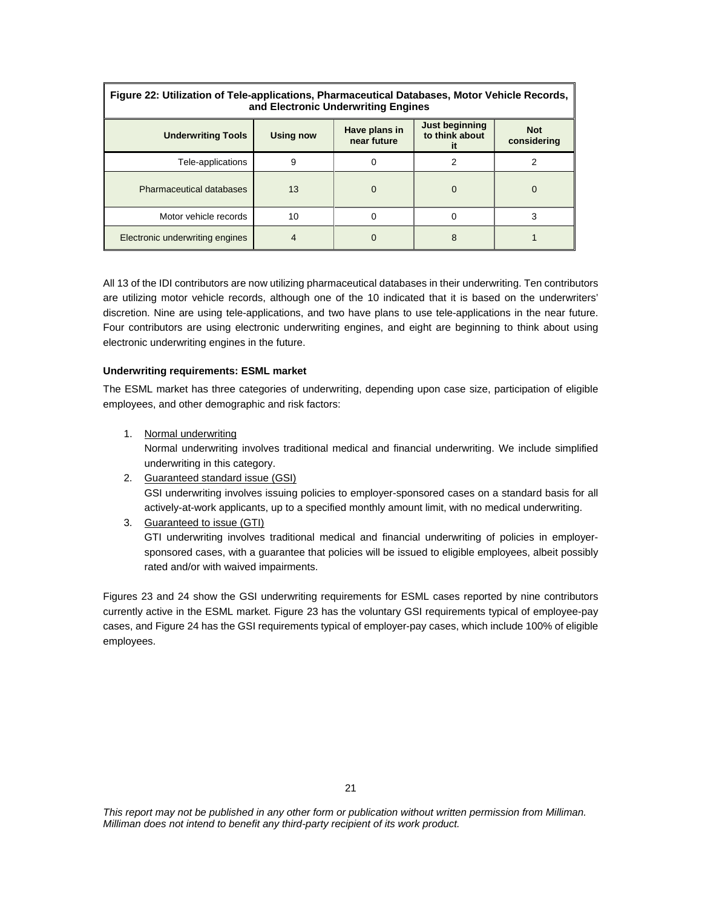**Figure 22: Utilization of Tele-applications, Pharmaceutical Databases, Motor Vehicle Records, and Electronic Underwriting Engines**

| Underwriting Tools | Using now | Have plans in near future | Just beginning to think about it | Not considering |
|---|---|---|---|---|
| Tele-applications | 9 | 0 | 2 | 2 |
| Pharmaceutical databases | 13 | 0 | 0 | 0 |
| Motor vehicle records | 10 | 0 | 0 | 3 |
| Electronic underwriting engines | 4 | 0 | 8 | 1 |

All 13 of the IDI contributors are now utilizing pharmaceutical databases in their underwriting. Ten contributors are utilizing motor vehicle records, although one of the 10 indicated that it is based on the underwriters' discretion. Nine are using tele-applications, and two have plans to use tele-applications in the near future. Four contributors are using electronic underwriting engines, and eight are beginning to think about using electronic underwriting engines in the future.

**Underwriting requirements: ESML market**

The ESML market has three categories of underwriting, depending upon case size, participation of eligible employees, and other demographic and risk factors:

1. Normal underwriting
   Normal underwriting involves traditional medical and financial underwriting. We include simplified underwriting in this category.
2. Guaranteed standard issue (GSI)
   GSI underwriting involves issuing policies to employer-sponsored cases on a standard basis for all actively-at-work applicants, up to a specified monthly amount limit, with no medical underwriting.
3. Guaranteed to issue (GTI)
   GTI underwriting involves traditional medical and financial underwriting of policies in employer-sponsored cases, with a guarantee that policies will be issued to eligible employees, albeit possibly rated and/or with waived impairments.

Figures 23 and 24 show the GSI underwriting requirements for ESML cases reported by nine contributors currently active in the ESML market. Figure 23 has the voluntary GSI requirements typical of employee-pay cases, and Figure 24 has the GSI requirements typical of employer-pay cases, which include 100% of eligible employees.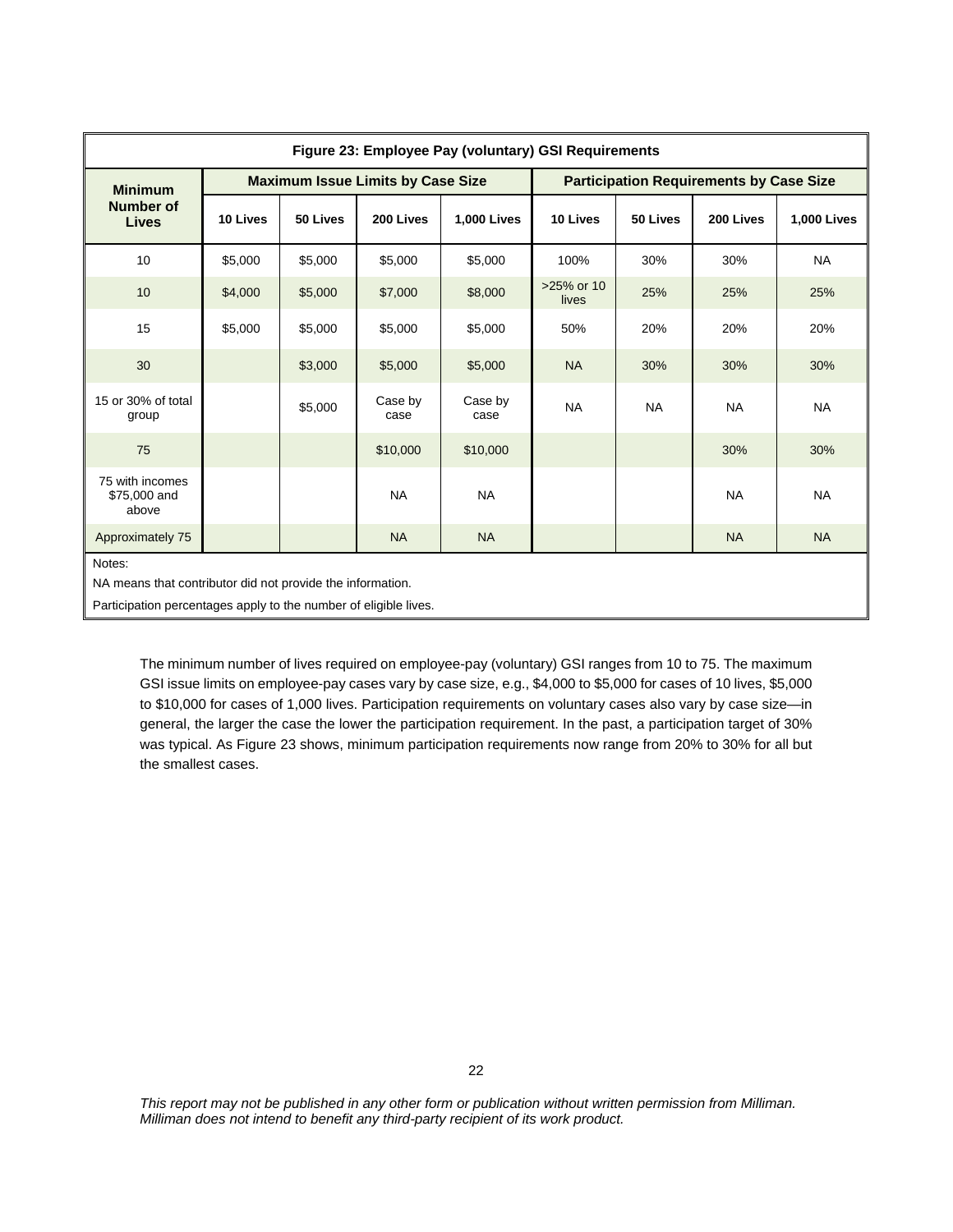**Figure 23: Employee Pay (voluntary) GSI Requirements**

| Minimum Number of Lives | Maximum Issue Limits by Case Size | | | | Participation Requirements by Case Size | | | |
|---|---|---|---|---|---|---|---|---|
| | 10 Lives | 50 Lives | 200 Lives | 1,000 Lives | 10 Lives | 50 Lives | 200 Lives | 1,000 Lives |
| 10 | $5,000 | $5,000 | $5,000 | $5,000 | 100% | 30% | 30% | NA |
| 10 | $4,000 | $5,000 | $7,000 | $8,000 | >25% or 10 lives | 25% | 25% | 25% |
| 15 | $5,000 | $5,000 | $5,000 | $5,000 | 50% | 20% | 20% | 20% |
| 30 | | $3,000 | $5,000 | $5,000 | NA | 30% | 30% | 30% |
| 15 or 30% of total group | | $5,000 | Case by case | Case by case | NA | NA | NA | NA |
| 75 | | | $10,000 | $10,000 | | | 30% | 30% |
| 75 with incomes $75,000 and above | | | NA | NA | | | NA | NA |
| Approximately 75 | | | NA | NA | | | NA | NA |

Notes:

NA means that contributor did not provide the information.

Participation percentages apply to the number of eligible lives.

The minimum number of lives required on employee-pay (voluntary) GSI ranges from 10 to 75. The maximum GSI issue limits on employee-pay cases vary by case size, e.g., $4,000 to $5,000 for cases of 10 lives, $5,000 to $10,000 for cases of 1,000 lives. Participation requirements on voluntary cases also vary by case size—in general, the larger the case the lower the participation requirement. In the past, a participation target of 30% was typical. As Figure 23 shows, minimum participation requirements now range from 20% to 30% for all but the smallest cases.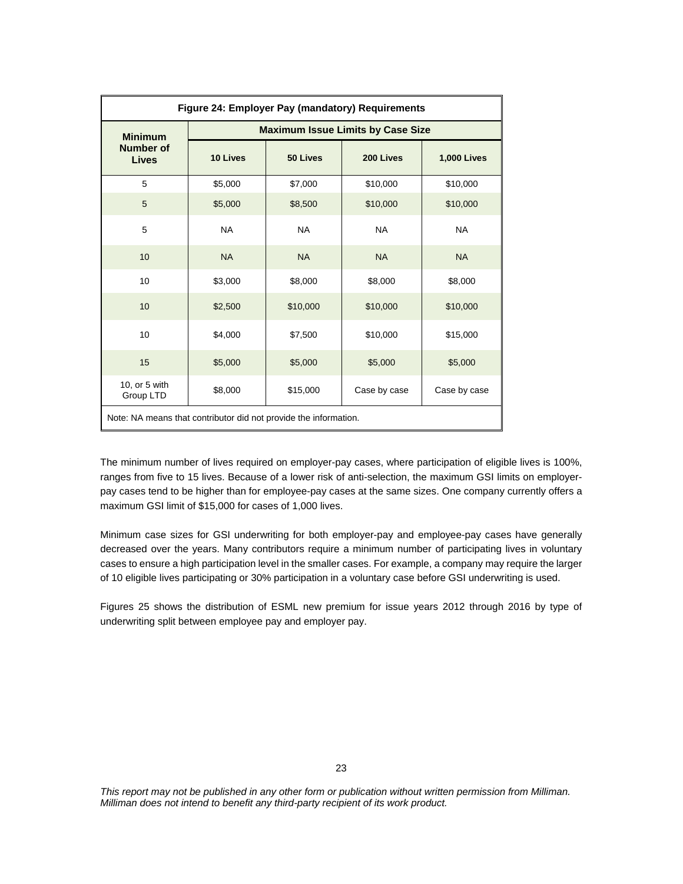**Figure 24: Employer Pay (mandatory) Requirements**

| Minimum Number of Lives | Maximum Issue Limits by Case Size | | | |
|---|---|---|---|---|
| | 10 Lives | 50 Lives | 200 Lives | 1,000 Lives |
| 5 | $5,000 | $7,000 | $10,000 | $10,000 |
| 5 | $5,000 | $8,500 | $10,000 | $10,000 |
| 5 | NA | NA | NA | NA |
| 10 | NA | NA | NA | NA |
| 10 | $3,000 | $8,000 | $8,000 | $8,000 |
| 10 | $2,500 | $10,000 | $10,000 | $10,000 |
| 10 | $4,000 | $7,500 | $10,000 | $15,000 |
| 15 | $5,000 | $5,000 | $5,000 | $5,000 |
| 10, or 5 with Group LTD | $8,000 | $15,000 | Case by case | Case by case |

Note: NA means that contributor did not provide the information.

The minimum number of lives required on employer-pay cases, where participation of eligible lives is 100%, ranges from five to 15 lives. Because of a lower risk of anti-selection, the maximum GSI limits on employer-pay cases tend to be higher than for employee-pay cases at the same sizes. One company currently offers a maximum GSI limit of $15,000 for cases of 1,000 lives.

Minimum case sizes for GSI underwriting for both employer-pay and employee-pay cases have generally decreased over the years. Many contributors require a minimum number of participating lives in voluntary cases to ensure a high participation level in the smaller cases. For example, a company may require the larger of 10 eligible lives participating or 30% participation in a voluntary case before GSI underwriting is used.

Figures 25 shows the distribution of ESML new premium for issue years 2012 through 2016 by type of underwriting split between employee pay and employer pay.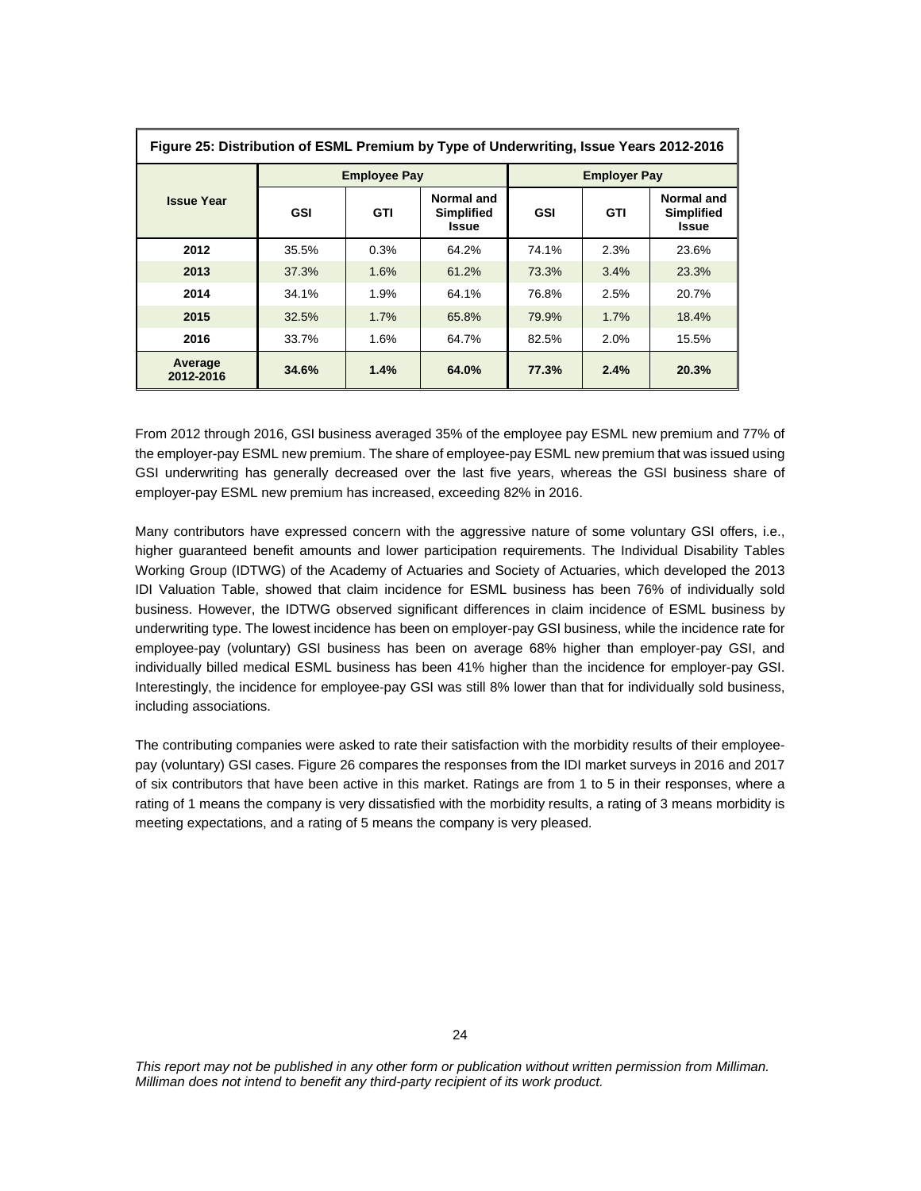**Figure 25: Distribution of ESML Premium by Type of Underwriting, Issue Years 2012-2016**

| Issue Year | Employee Pay | | | Employer Pay | | |
|---|---|---|---|---|---|---|
| | GSI | GTI | Normal and Simplified Issue | GSI | GTI | Normal and Simplified Issue |
| 2012 | 35.5% | 0.3% | 64.2% | 74.1% | 2.3% | 23.6% |
| 2013 | 37.3% | 1.6% | 61.2% | 73.3% | 3.4% | 23.3% |
| 2014 | 34.1% | 1.9% | 64.1% | 76.8% | 2.5% | 20.7% |
| 2015 | 32.5% | 1.7% | 65.8% | 79.9% | 1.7% | 18.4% |
| 2016 | 33.7% | 1.6% | 64.7% | 82.5% | 2.0% | 15.5% |
| **Average 2012-2016** | **34.6%** | **1.4%** | **64.0%** | **77.3%** | **2.4%** | **20.3%** |

From 2012 through 2016, GSI business averaged 35% of the employee pay ESML new premium and 77% of the employer-pay ESML new premium. The share of employee-pay ESML new premium that was issued using GSI underwriting has generally decreased over the last five years, whereas the GSI business share of employer-pay ESML new premium has increased, exceeding 82% in 2016.

Many contributors have expressed concern with the aggressive nature of some voluntary GSI offers, i.e., higher guaranteed benefit amounts and lower participation requirements. The Individual Disability Tables Working Group (IDTWG) of the Academy of Actuaries and Society of Actuaries, which developed the 2013 IDI Valuation Table, showed that claim incidence for ESML business has been 76% of individually sold business. However, the IDTWG observed significant differences in claim incidence of ESML business by underwriting type. The lowest incidence has been on employer-pay GSI business, while the incidence rate for employee-pay (voluntary) GSI business has been on average 68% higher than employer-pay GSI, and individually billed medical ESML business has been 41% higher than the incidence for employer-pay GSI. Interestingly, the incidence for employee-pay GSI was still 8% lower than that for individually sold business, including associations.

The contributing companies were asked to rate their satisfaction with the morbidity results of their employee-pay (voluntary) GSI cases. Figure 26 compares the responses from the IDI market surveys in 2016 and 2017 of six contributors that have been active in this market. Ratings are from 1 to 5 in their responses, where a rating of 1 means the company is very dissatisfied with the morbidity results, a rating of 3 means morbidity is meeting expectations, and a rating of 5 means the company is very pleased.

*This report may not be published in any other form or publication without written permission from Milliman. Milliman does not intend to benefit any third-party recipient of its work product.*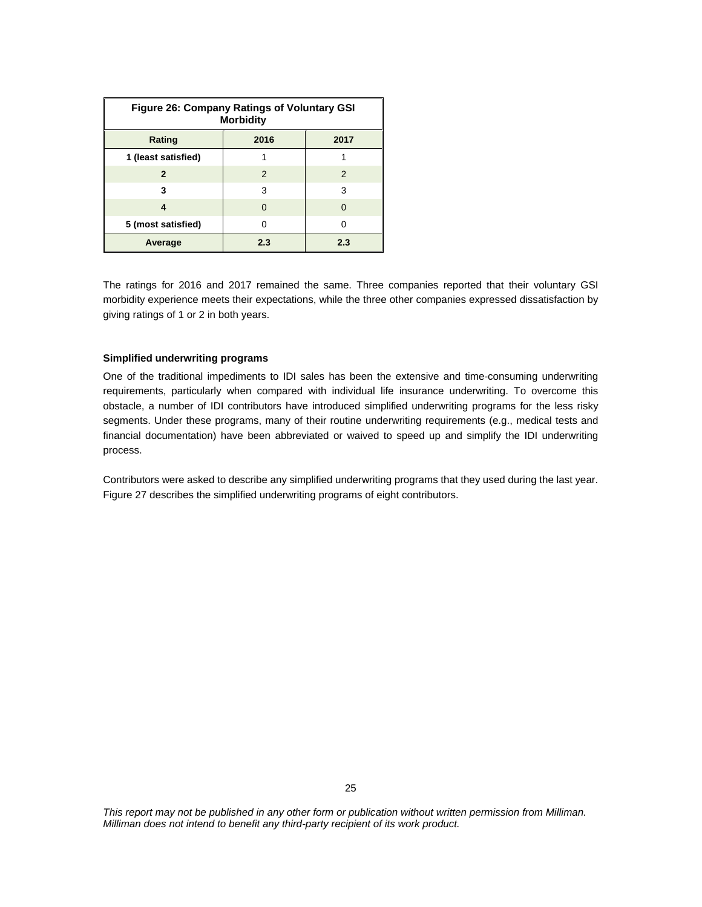| Figure 26: Company Ratings of Voluntary GSI Morbidity | | |
|---|---|---|
| **Rating** | **2016** | **2017** |
| **1 (least satisfied)** | 1 | 1 |
| **2** | 2 | 2 |
| **3** | 3 | 3 |
| **4** | 0 | 0 |
| **5 (most satisfied)** | 0 | 0 |
| **Average** | **2.3** | **2.3** |

The ratings for 2016 and 2017 remained the same. Three companies reported that their voluntary GSI morbidity experience meets their expectations, while the three other companies expressed dissatisfaction by giving ratings of 1 or 2 in both years.

**Simplified underwriting programs**

One of the traditional impediments to IDI sales has been the extensive and time-consuming underwriting requirements, particularly when compared with individual life insurance underwriting. To overcome this obstacle, a number of IDI contributors have introduced simplified underwriting programs for the less risky segments. Under these programs, many of their routine underwriting requirements (e.g., medical tests and financial documentation) have been abbreviated or waived to speed up and simplify the IDI underwriting process.

Contributors were asked to describe any simplified underwriting programs that they used during the last year. Figure 27 describes the simplified underwriting programs of eight contributors.

*This report may not be published in any other form or publication without written permission from Milliman. Milliman does not intend to benefit any third-party recipient of its work product.*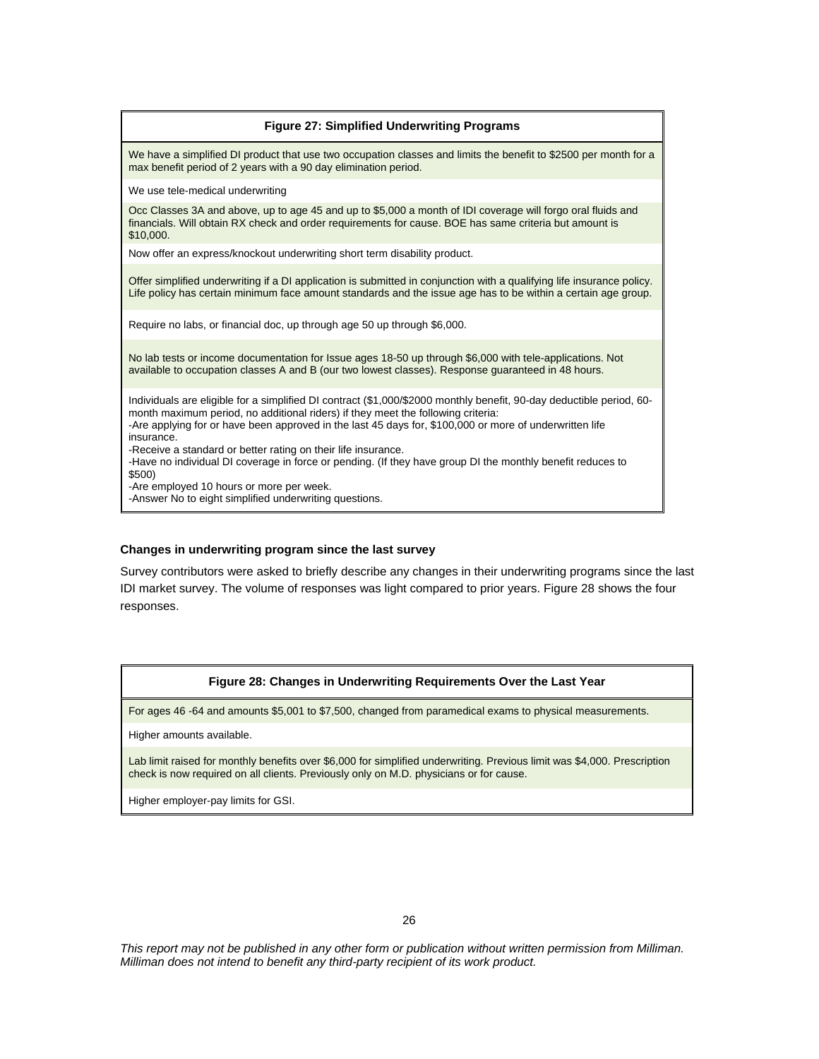| Figure 27: Simplified Underwriting Programs |
|---|
| We have a simplified DI product that use two occupation classes and limits the benefit to $2500 per month for a max benefit period of 2 years with a 90 day elimination period. |
| We use tele-medical underwriting |
| Occ Classes 3A and above, up to age 45 and up to $5,000 a month of IDI coverage will forgo oral fluids and financials. Will obtain RX check and order requirements for cause. BOE has same criteria but amount is $10,000. |
| Now offer an express/knockout underwriting short term disability product. |
| Offer simplified underwriting if a DI application is submitted in conjunction with a qualifying life insurance policy. Life policy has certain minimum face amount standards and the issue age has to be within a certain age group. |
| Require no labs, or financial doc, up through age 50 up through $6,000. |
| No lab tests or income documentation for Issue ages 18-50 up through $6,000 with tele-applications. Not available to occupation classes A and B (our two lowest classes). Response guaranteed in 48 hours. |
| Individuals are eligible for a simplified DI contract ($1,000/$2000 monthly benefit, 90-day deductible period, 60-month maximum period, no additional riders) if they meet the following criteria:<br>-Are applying for or have been approved in the last 45 days for, $100,000 or more of underwritten life insurance.<br>-Receive a standard or better rating on their life insurance.<br>-Have no individual DI coverage in force or pending. (If they have group DI the monthly benefit reduces to $500)<br>-Are employed 10 hours or more per week.<br>-Answer No to eight simplified underwriting questions. |

### Changes in underwriting program since the last survey

Survey contributors were asked to briefly describe any changes in their underwriting programs since the last IDI market survey. The volume of responses was light compared to prior years. Figure 28 shows the four responses.

| Figure 28: Changes in Underwriting Requirements Over the Last Year |
|---|
| For ages 46 -64 and amounts $5,001 to $7,500, changed from paramedical exams to physical measurements. |
| Higher amounts available. |
| Lab limit raised for monthly benefits over $6,000 for simplified underwriting. Previous limit was $4,000. Prescription check is now required on all clients. Previously only on M.D. physicians or for cause. |
| Higher employer-pay limits for GSI. |

*This report may not be published in any other form or publication without written permission from Milliman. Milliman does not intend to benefit any third-party recipient of its work product.*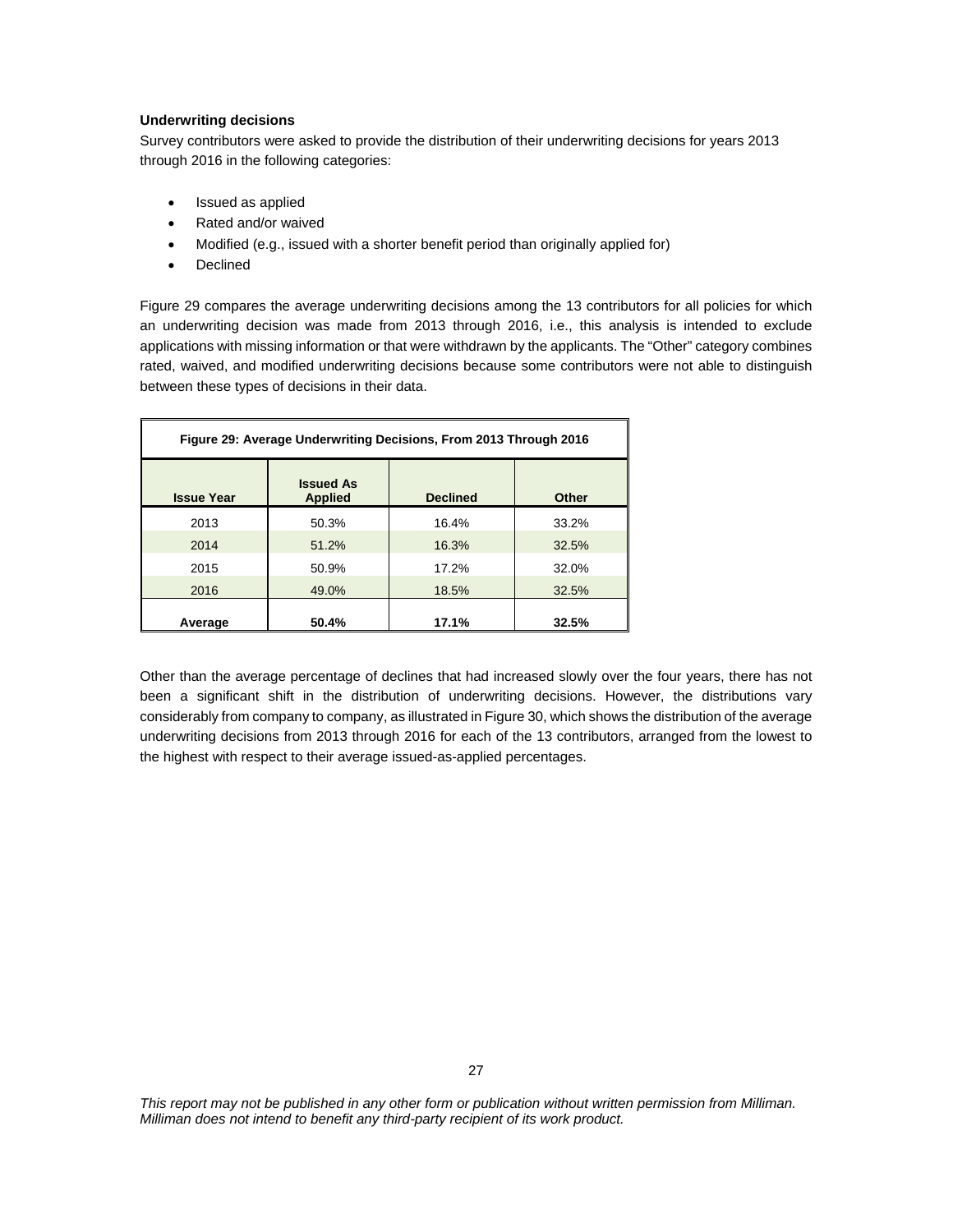### Underwriting decisions

Survey contributors were asked to provide the distribution of their underwriting decisions for years 2013 through 2016 in the following categories:

- Issued as applied
- Rated and/or waived
- Modified (e.g., issued with a shorter benefit period than originally applied for)
- Declined

Figure 29 compares the average underwriting decisions among the 13 contributors for all policies for which an underwriting decision was made from 2013 through 2016, i.e., this analysis is intended to exclude applications with missing information or that were withdrawn by the applicants. The "Other" category combines rated, waived, and modified underwriting decisions because some contributors were not able to distinguish between these types of decisions in their data.

**Figure 29: Average Underwriting Decisions, From 2013 Through 2016**

| Issue Year | Issued As Applied | Declined | Other |
|---|---|---|---|
| 2013 | 50.3% | 16.4% | 33.2% |
| 2014 | 51.2% | 16.3% | 32.5% |
| 2015 | 50.9% | 17.2% | 32.0% |
| 2016 | 49.0% | 18.5% | 32.5% |
| **Average** | **50.4%** | **17.1%** | **32.5%** |

Other than the average percentage of declines that had increased slowly over the four years, there has not been a significant shift in the distribution of underwriting decisions. However, the distributions vary considerably from company to company, as illustrated in Figure 30, which shows the distribution of the average underwriting decisions from 2013 through 2016 for each of the 13 contributors, arranged from the lowest to the highest with respect to their average issued-as-applied percentages.

*This report may not be published in any other form or publication without written permission from Milliman. Milliman does not intend to benefit any third-party recipient of its work product.*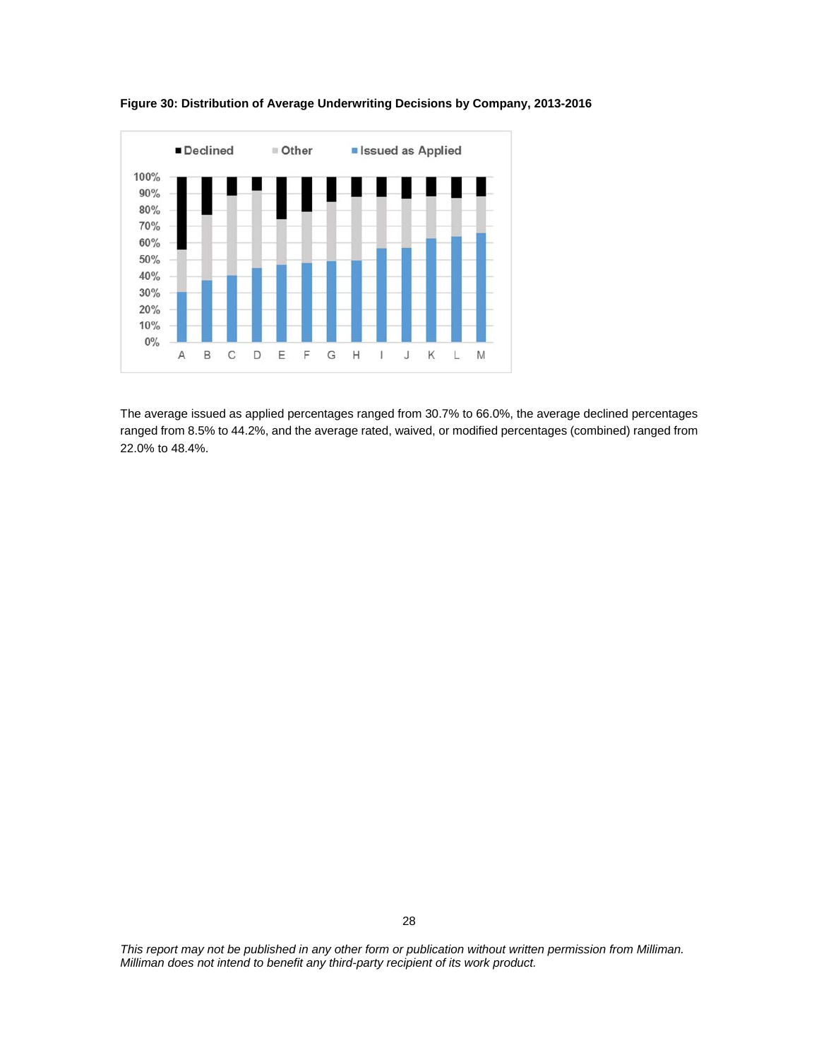**Figure 30: Distribution of Average Underwriting Decisions by Company, 2013-2016**

The average issued as applied percentages ranged from 30.7% to 66.0%, the average declined percentages ranged from 8.5% to 44.2%, and the average rated, waived, or modified percentages (combined) ranged from 22.0% to 48.4%.

*This report may not be published in any other form or publication without written permission from Milliman. Milliman does not intend to benefit any third-party recipient of its work product.*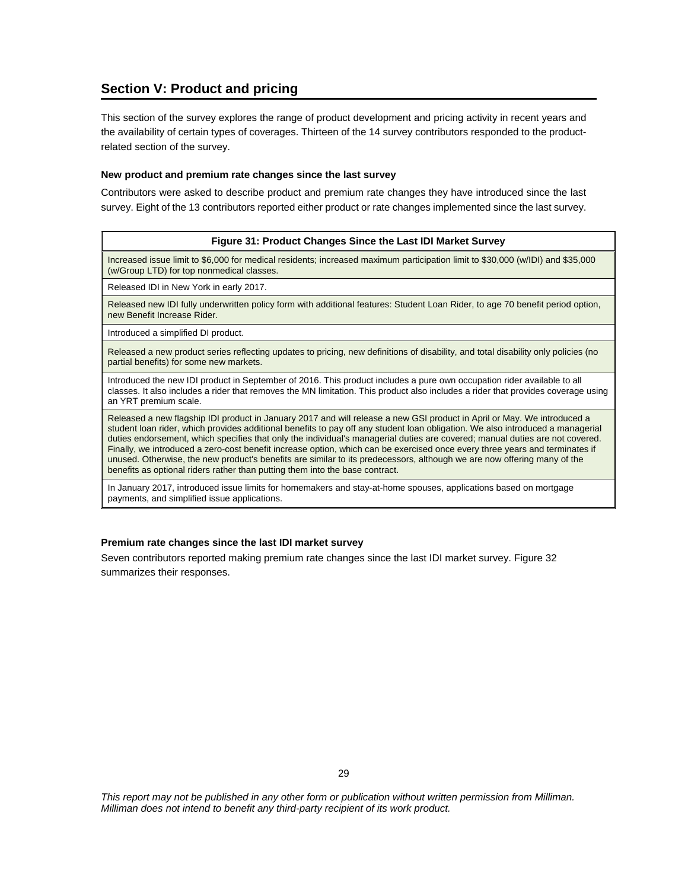## Section V: Product and pricing

This section of the survey explores the range of product development and pricing activity in recent years and the availability of certain types of coverages. Thirteen of the 14 survey contributors responded to the product-related section of the survey.

### New product and premium rate changes since the last survey

Contributors were asked to describe product and premium rate changes they have introduced since the last survey. Eight of the 13 contributors reported either product or rate changes implemented since the last survey.

| Figure 31: Product Changes Since the Last IDI Market Survey |
|---|
| Increased issue limit to $6,000 for medical residents; increased maximum participation limit to $30,000 (w/IDI) and $35,000 (w/Group LTD) for top nonmedical classes. |
| Released IDI in New York in early 2017. |
| Released new IDI fully underwritten policy form with additional features: Student Loan Rider, to age 70 benefit period option, new Benefit Increase Rider. |
| Introduced a simplified DI product. |
| Released a new product series reflecting updates to pricing, new definitions of disability, and total disability only policies (no partial benefits) for some new markets. |
| Introduced the new IDI product in September of 2016. This product includes a pure own occupation rider available to all classes. It also includes a rider that removes the MN limitation. This product also includes a rider that provides coverage using an YRT premium scale. |
| Released a new flagship IDI product in January 2017 and will release a new GSI product in April or May. We introduced a student loan rider, which provides additional benefits to pay off any student loan obligation. We also introduced a managerial duties endorsement, which specifies that only the individual's managerial duties are covered; manual duties are not covered. Finally, we introduced a zero-cost benefit increase option, which can be exercised once every three years and terminates if unused. Otherwise, the new product's benefits are similar to its predecessors, although we are now offering many of the benefits as optional riders rather than putting them into the base contract. |
| In January 2017, introduced issue limits for homemakers and stay-at-home spouses, applications based on mortgage payments, and simplified issue applications. |

### Premium rate changes since the last IDI market survey

Seven contributors reported making premium rate changes since the last IDI market survey. Figure 32 summarizes their responses.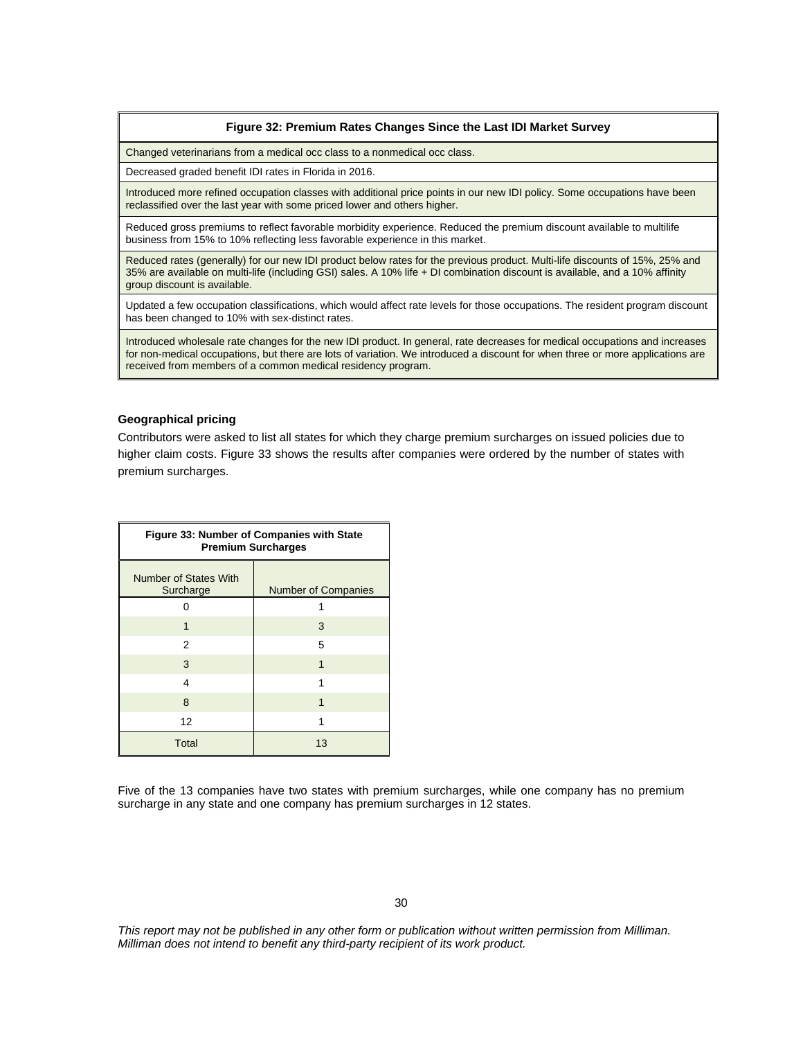| Figure 32: Premium Rates Changes Since the Last IDI Market Survey |
|---|
| Changed veterinarians from a medical occ class to a nonmedical occ class. |
| Decreased graded benefit IDI rates in Florida in 2016. |
| Introduced more refined occupation classes with additional price points in our new IDI policy. Some occupations have been reclassified over the last year with some priced lower and others higher. |
| Reduced gross premiums to reflect favorable morbidity experience. Reduced the premium discount available to multilife business from 15% to 10% reflecting less favorable experience in this market. |
| Reduced rates (generally) for our new IDI product below rates for the previous product. Multi-life discounts of 15%, 25% and 35% are available on multi-life (including GSI) sales. A 10% life + DI combination discount is available, and a 10% affinity group discount is available. |
| Updated a few occupation classifications, which would affect rate levels for those occupations. The resident program discount has been changed to 10% with sex-distinct rates. |
| Introduced wholesale rate changes for the new IDI product. In general, rate decreases for medical occupations and increases for non-medical occupations, but there are lots of variation. We introduced a discount for when three or more applications are received from members of a common medical residency program. |

**Geographical pricing**

Contributors were asked to list all states for which they charge premium surcharges on issued policies due to higher claim costs. Figure 33 shows the results after companies were ordered by the number of states with premium surcharges.

**Figure 33: Number of Companies with State Premium Surcharges**

| Number of States With Surcharge | Number of Companies |
|---|---|
| 0 | 1 |
| 1 | 3 |
| 2 | 5 |
| 3 | 1 |
| 4 | 1 |
| 8 | 1 |
| 12 | 1 |
| Total | 13 |

Five of the 13 companies have two states with premium surcharges, while one company has no premium surcharge in any state and one company has premium surcharges in 12 states.

*This report may not be published in any other form or publication without written permission from Milliman. Milliman does not intend to benefit any third-party recipient of its work product.*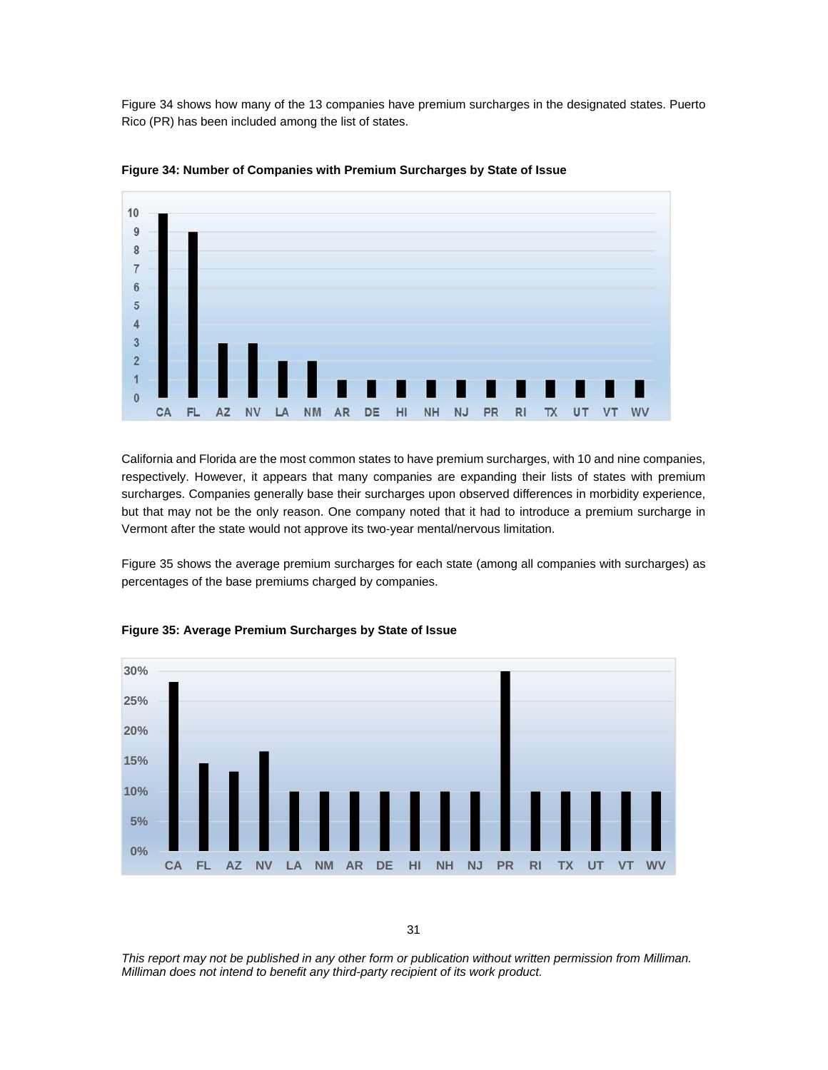Figure 34 shows how many of the 13 companies have premium surcharges in the designated states. Puerto Rico (PR) has been included among the list of states.

**Figure 34: Number of Companies with Premium Surcharges by State of Issue**

| State | Number of Companies |
|---|---|
| CA | 10 |
| FL | 9 |
| AZ | 3 |
| NV | 3 |
| LA | 2 |
| NM | 2 |
| AR | 1 |
| DE | 1 |
| HI | 1 |
| NH | 1 |
| NJ | 1 |
| PR | 1 |
| RI | 1 |
| TX | 1 |
| UT | 1 |
| VT | 1 |
| WV | 1 |

California and Florida are the most common states to have premium surcharges, with 10 and nine companies, respectively. However, it appears that many companies are expanding their lists of states with premium surcharges. Companies generally base their surcharges upon observed differences in morbidity experience, but that may not be the only reason. One company noted that it had to introduce a premium surcharge in Vermont after the state would not approve its two-year mental/nervous limitation.

Figure 35 shows the average premium surcharges for each state (among all companies with surcharges) as percentages of the base premiums charged by companies.

**Figure 35: Average Premium Surcharges by State of Issue**

| State | Average Premium Surcharge (approx.) |
|---|---|
| CA | 28% |
| FL | 15% |
| AZ | 13% |
| NV | 17% |
| LA | 10% |
| NM | 10% |
| AR | 10% |
| DE | 10% |
| HI | 10% |
| NH | 10% |
| NJ | 10% |
| PR | 30% |
| RI | 10% |
| TX | 10% |
| UT | 10% |
| VT | 10% |
| WV | 10% |

*This report may not be published in any other form or publication without written permission from Milliman. Milliman does not intend to benefit any third-party recipient of its work product.*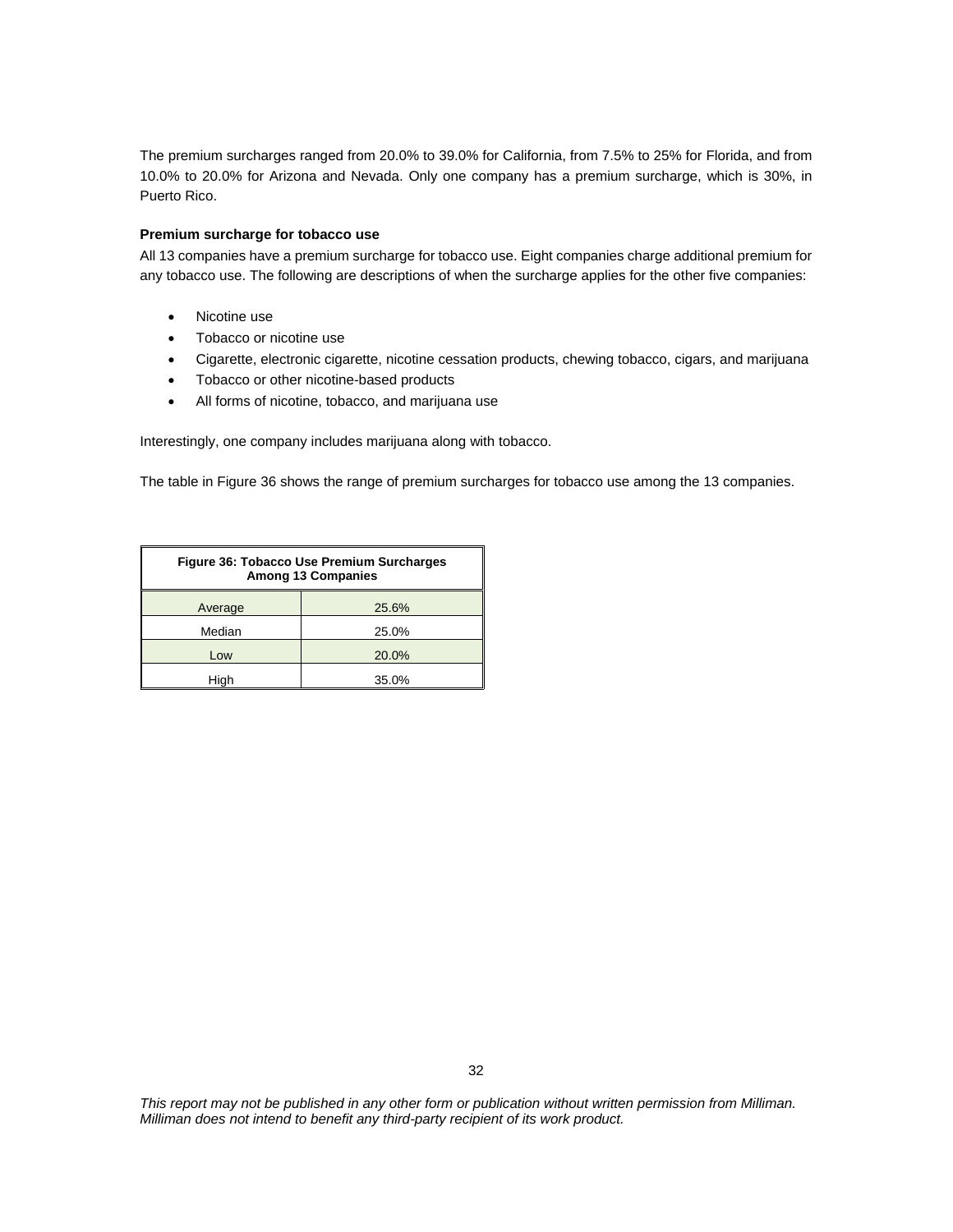The premium surcharges ranged from 20.0% to 39.0% for California, from 7.5% to 25% for Florida, and from 10.0% to 20.0% for Arizona and Nevada. Only one company has a premium surcharge, which is 30%, in Puerto Rico.

**Premium surcharge for tobacco use**

All 13 companies have a premium surcharge for tobacco use. Eight companies charge additional premium for any tobacco use. The following are descriptions of when the surcharge applies for the other five companies:

- Nicotine use
- Tobacco or nicotine use
- Cigarette, electronic cigarette, nicotine cessation products, chewing tobacco, cigars, and marijuana
- Tobacco or other nicotine-based products
- All forms of nicotine, tobacco, and marijuana use

Interestingly, one company includes marijuana along with tobacco.

The table in Figure 36 shows the range of premium surcharges for tobacco use among the 13 companies.

**Figure 36: Tobacco Use Premium Surcharges Among 13 Companies**

| | |
|---|---|
| Average | 25.6% |
| Median | 25.0% |
| Low | 20.0% |
| High | 35.0% |

*This report may not be published in any other form or publication without written permission from Milliman. Milliman does not intend to benefit any third-party recipient of its work product.*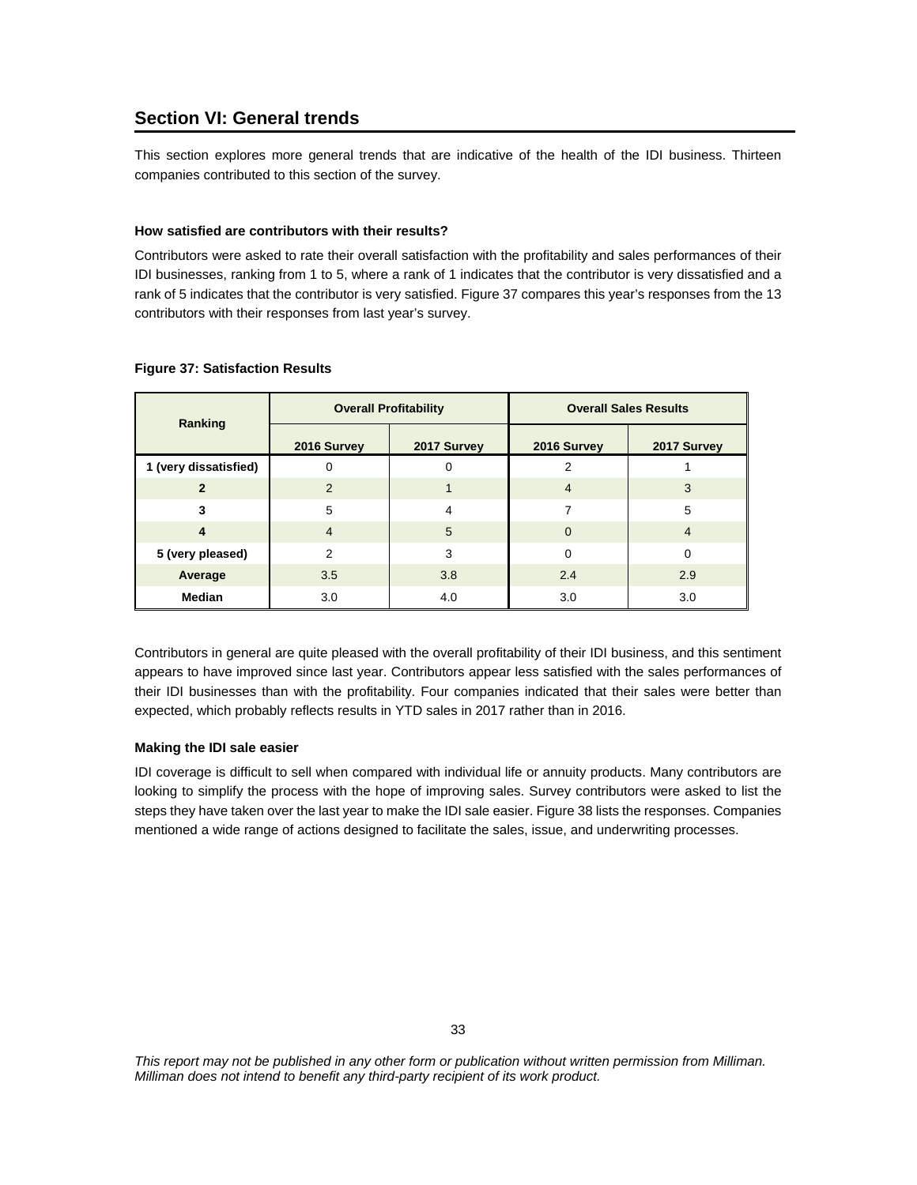## Section VI: General trends

This section explores more general trends that are indicative of the health of the IDI business. Thirteen companies contributed to this section of the survey.

#### How satisfied are contributors with their results?

Contributors were asked to rate their overall satisfaction with the profitability and sales performances of their IDI businesses, ranking from 1 to 5, where a rank of 1 indicates that the contributor is very dissatisfied and a rank of 5 indicates that the contributor is very satisfied. Figure 37 compares this year's responses from the 13 contributors with their responses from last year's survey.

**Figure 37: Satisfaction Results**

| Ranking | Overall Profitability | | Overall Sales Results | |
|---|---|---|---|---|
| | 2016 Survey | 2017 Survey | 2016 Survey | 2017 Survey |
| 1 (very dissatisfied) | 0 | 0 | 2 | 1 |
| 2 | 2 | 1 | 4 | 3 |
| 3 | 5 | 4 | 7 | 5 |
| 4 | 4 | 5 | 0 | 4 |
| 5 (very pleased) | 2 | 3 | 0 | 0 |
| Average | 3.5 | 3.8 | 2.4 | 2.9 |
| Median | 3.0 | 4.0 | 3.0 | 3.0 |

Contributors in general are quite pleased with the overall profitability of their IDI business, and this sentiment appears to have improved since last year. Contributors appear less satisfied with the sales performances of their IDI businesses than with the profitability. Four companies indicated that their sales were better than expected, which probably reflects results in YTD sales in 2017 rather than in 2016.

#### Making the IDI sale easier

IDI coverage is difficult to sell when compared with individual life or annuity products. Many contributors are looking to simplify the process with the hope of improving sales. Survey contributors were asked to list the steps they have taken over the last year to make the IDI sale easier. Figure 38 lists the responses. Companies mentioned a wide range of actions designed to facilitate the sales, issue, and underwriting processes.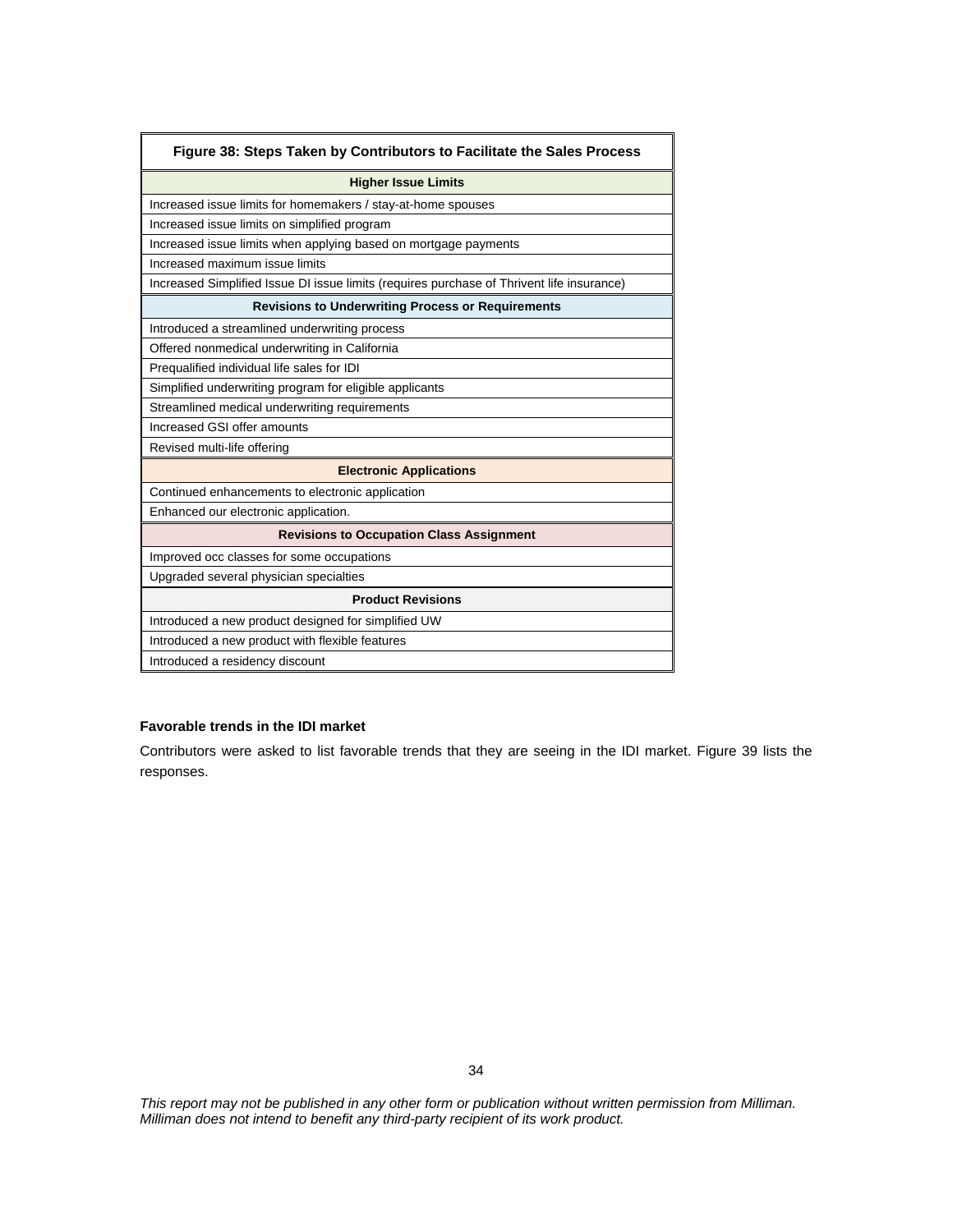**Figure 38: Steps Taken by Contributors to Facilitate the Sales Process**

| Higher Issue Limits |
|---|
| Increased issue limits for homemakers / stay-at-home spouses |
| Increased issue limits on simplified program |
| Increased issue limits when applying based on mortgage payments |
| Increased maximum issue limits |
| Increased Simplified Issue DI issue limits (requires purchase of Thrivent life insurance) |
| **Revisions to Underwriting Process or Requirements** |
| Introduced a streamlined underwriting process |
| Offered nonmedical underwriting in California |
| Prequalified individual life sales for IDI |
| Simplified underwriting program for eligible applicants |
| Streamlined medical underwriting requirements |
| Increased GSI offer amounts |
| Revised multi-life offering |
| **Electronic Applications** |
| Continued enhancements to electronic application |
| Enhanced our electronic application. |
| **Revisions to Occupation Class Assignment** |
| Improved occ classes for some occupations |
| Upgraded several physician specialties |
| **Product Revisions** |
| Introduced a new product designed for simplified UW |
| Introduced a new product with flexible features |
| Introduced a residency discount |

**Favorable trends in the IDI market**

Contributors were asked to list favorable trends that they are seeing in the IDI market. Figure 39 lists the responses.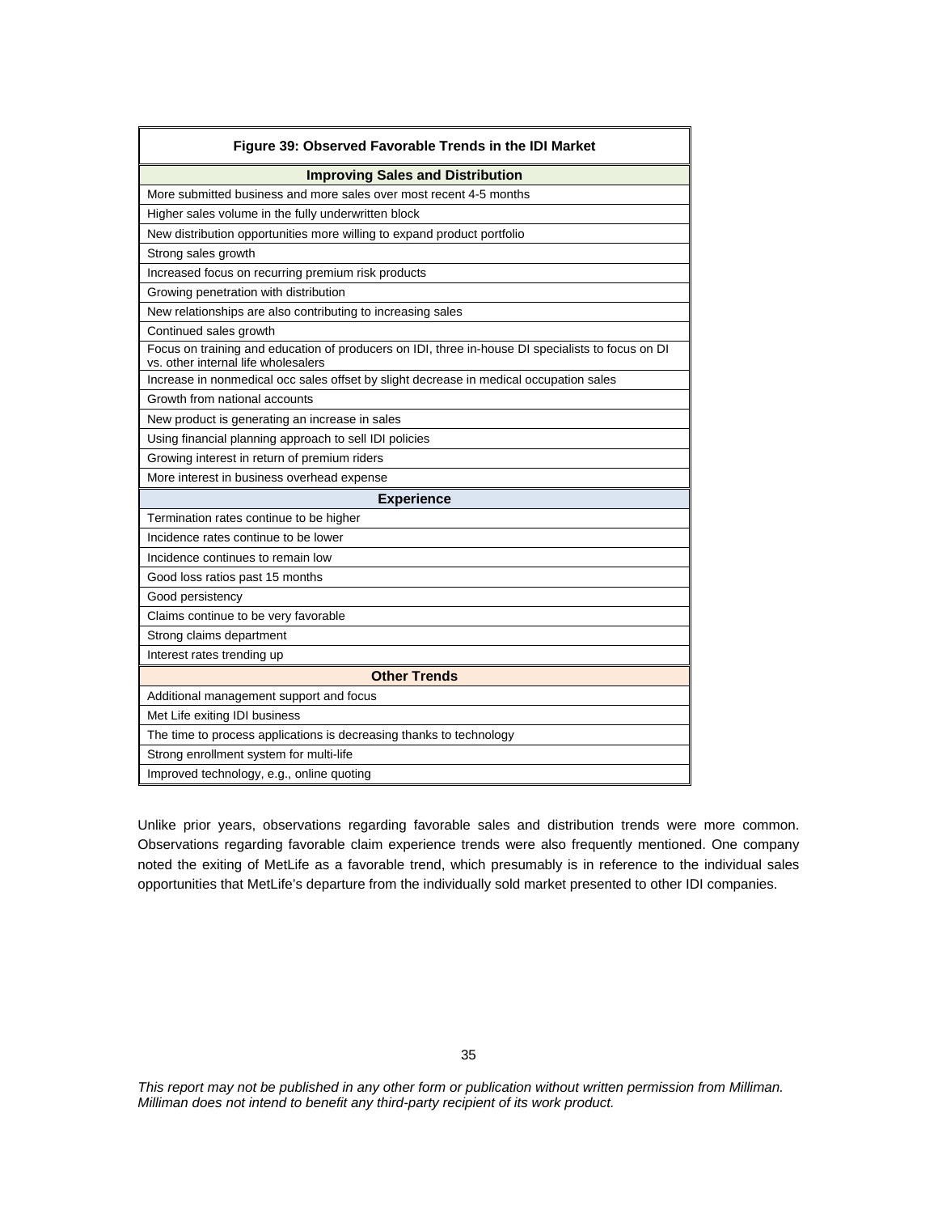| Figure 39: Observed Favorable Trends in the IDI Market |
|---|
| **Improving Sales and Distribution** |
| More submitted business and more sales over most recent 4-5 months |
| Higher sales volume in the fully underwritten block |
| New distribution opportunities more willing to expand product portfolio |
| Strong sales growth |
| Increased focus on recurring premium risk products |
| Growing penetration with distribution |
| New relationships are also contributing to increasing sales |
| Continued sales growth |
| Focus on training and education of producers on IDI, three in-house DI specialists to focus on DI vs. other internal life wholesalers |
| Increase in nonmedical occ sales offset by slight decrease in medical occupation sales |
| Growth from national accounts |
| New product is generating an increase in sales |
| Using financial planning approach to sell IDI policies |
| Growing interest in return of premium riders |
| More interest in business overhead expense |
| **Experience** |
| Termination rates continue to be higher |
| Incidence rates continue to be lower |
| Incidence continues to remain low |
| Good loss ratios past 15 months |
| Good persistency |
| Claims continue to be very favorable |
| Strong claims department |
| Interest rates trending up |
| **Other Trends** |
| Additional management support and focus |
| Met Life exiting IDI business |
| The time to process applications is decreasing thanks to technology |
| Strong enrollment system for multi-life |
| Improved technology, e.g., online quoting |

Unlike prior years, observations regarding favorable sales and distribution trends were more common. Observations regarding favorable claim experience trends were also frequently mentioned. One company noted the exiting of MetLife as a favorable trend, which presumably is in reference to the individual sales opportunities that MetLife's departure from the individually sold market presented to other IDI companies.

*This report may not be published in any other form or publication without written permission from Milliman. Milliman does not intend to benefit any third-party recipient of its work product.*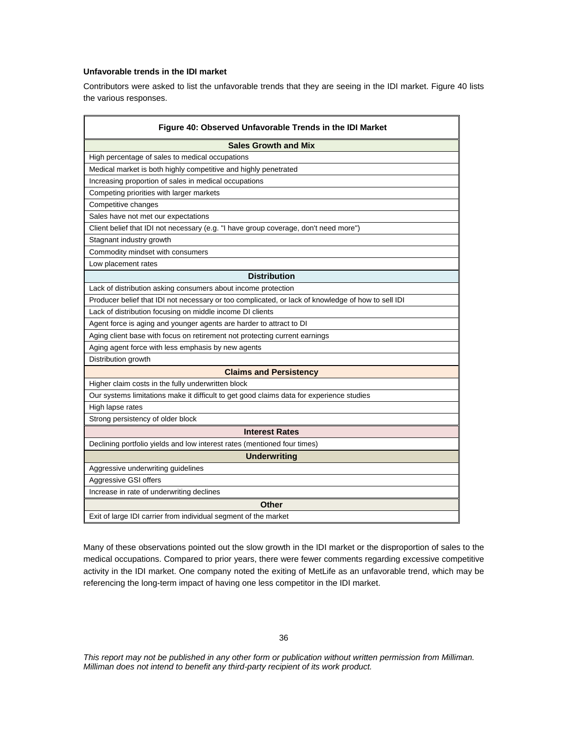**Unfavorable trends in the IDI market**

Contributors were asked to list the unfavorable trends that they are seeing in the IDI market. Figure 40 lists the various responses.

| Figure 40: Observed Unfavorable Trends in the IDI Market |
|---|
| **Sales Growth and Mix** |
| High percentage of sales to medical occupations |
| Medical market is both highly competitive and highly penetrated |
| Increasing proportion of sales in medical occupations |
| Competing priorities with larger markets |
| Competitive changes |
| Sales have not met our expectations |
| Client belief that IDI not necessary (e.g. "I have group coverage, don't need more") |
| Stagnant industry growth |
| Commodity mindset with consumers |
| Low placement rates |
| **Distribution** |
| Lack of distribution asking consumers about income protection |
| Producer belief that IDI not necessary or too complicated, or lack of knowledge of how to sell IDI |
| Lack of distribution focusing on middle income DI clients |
| Agent force is aging and younger agents are harder to attract to DI |
| Aging client base with focus on retirement not protecting current earnings |
| Aging agent force with less emphasis by new agents |
| Distribution growth |
| **Claims and Persistency** |
| Higher claim costs in the fully underwritten block |
| Our systems limitations make it difficult to get good claims data for experience studies |
| High lapse rates |
| Strong persistency of older block |
| **Interest Rates** |
| Declining portfolio yields and low interest rates (mentioned four times) |
| **Underwriting** |
| Aggressive underwriting guidelines |
| Aggressive GSI offers |
| Increase in rate of underwriting declines |
| **Other** |
| Exit of large IDI carrier from individual segment of the market |

Many of these observations pointed out the slow growth in the IDI market or the disproportion of sales to the medical occupations. Compared to prior years, there were fewer comments regarding excessive competitive activity in the IDI market. One company noted the exiting of MetLife as an unfavorable trend, which may be referencing the long-term impact of having one less competitor in the IDI market.

*This report may not be published in any other form or publication without written permission from Milliman. Milliman does not intend to benefit any third-party recipient of its work product.*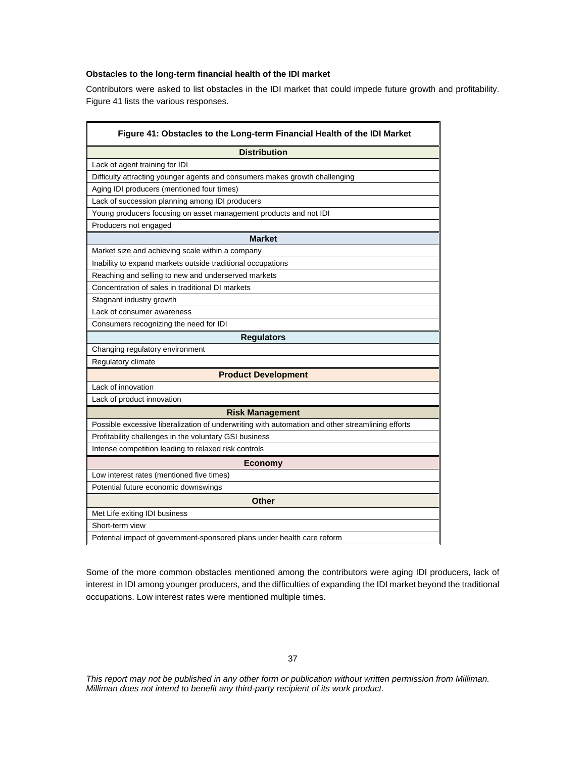**Obstacles to the long-term financial health of the IDI market**

Contributors were asked to list obstacles in the IDI market that could impede future growth and profitability. Figure 41 lists the various responses.

| Figure 41: Obstacles to the Long-term Financial Health of the IDI Market |
|---|
| **Distribution** |
| Lack of agent training for IDI |
| Difficulty attracting younger agents and consumers makes growth challenging |
| Aging IDI producers (mentioned four times) |
| Lack of succession planning among IDI producers |
| Young producers focusing on asset management products and not IDI |
| Producers not engaged |
| **Market** |
| Market size and achieving scale within a company |
| Inability to expand markets outside traditional occupations |
| Reaching and selling to new and underserved markets |
| Concentration of sales in traditional DI markets |
| Stagnant industry growth |
| Lack of consumer awareness |
| Consumers recognizing the need for IDI |
| **Regulators** |
| Changing regulatory environment |
| Regulatory climate |
| **Product Development** |
| Lack of innovation |
| Lack of product innovation |
| **Risk Management** |
| Possible excessive liberalization of underwriting with automation and other streamlining efforts |
| Profitability challenges in the voluntary GSI business |
| Intense competition leading to relaxed risk controls |
| **Economy** |
| Low interest rates (mentioned five times) |
| Potential future economic downswings |
| **Other** |
| Met Life exiting IDI business |
| Short-term view |
| Potential impact of government-sponsored plans under health care reform |

Some of the more common obstacles mentioned among the contributors were aging IDI producers, lack of interest in IDI among younger producers, and the difficulties of expanding the IDI market beyond the traditional occupations. Low interest rates were mentioned multiple times.

*This report may not be published in any other form or publication without written permission from Milliman. Milliman does not intend to benefit any third-party recipient of its work product.*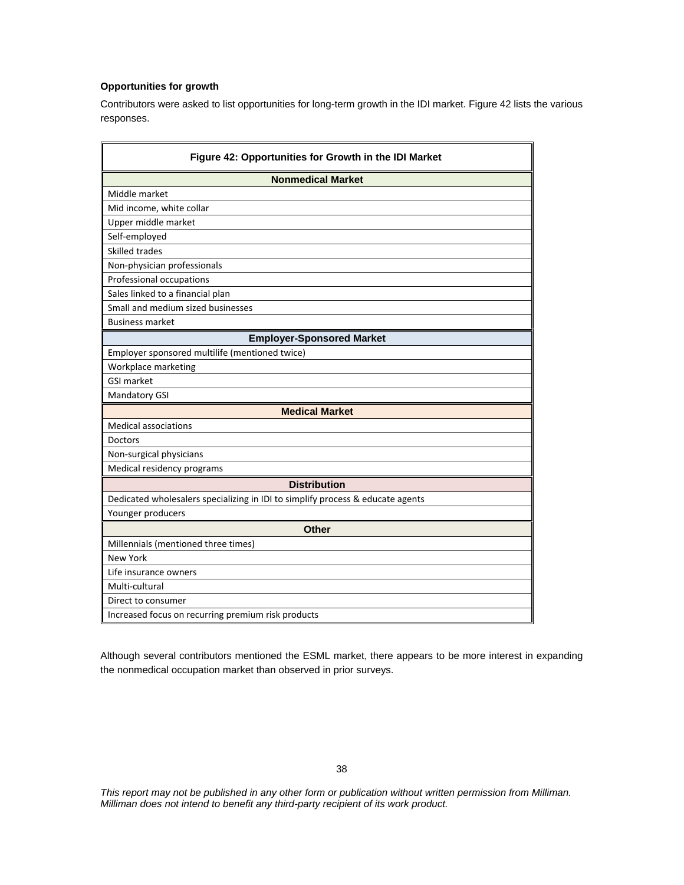**Opportunities for growth**

Contributors were asked to list opportunities for long-term growth in the IDI market. Figure 42 lists the various responses.

| Figure 42: Opportunities for Growth in the IDI Market |
|---|
| **Nonmedical Market** |
| Middle market |
| Mid income, white collar |
| Upper middle market |
| Self-employed |
| Skilled trades |
| Non-physician professionals |
| Professional occupations |
| Sales linked to a financial plan |
| Small and medium sized businesses |
| Business market |
| **Employer-Sponsored Market** |
| Employer sponsored multilife (mentioned twice) |
| Workplace marketing |
| GSI market |
| Mandatory GSI |
| **Medical Market** |
| Medical associations |
| Doctors |
| Non-surgical physicians |
| Medical residency programs |
| **Distribution** |
| Dedicated wholesalers specializing in IDI to simplify process & educate agents |
| Younger producers |
| **Other** |
| Millennials (mentioned three times) |
| New York |
| Life insurance owners |
| Multi-cultural |
| Direct to consumer |
| Increased focus on recurring premium risk products |

Although several contributors mentioned the ESML market, there appears to be more interest in expanding the nonmedical occupation market than observed in prior surveys.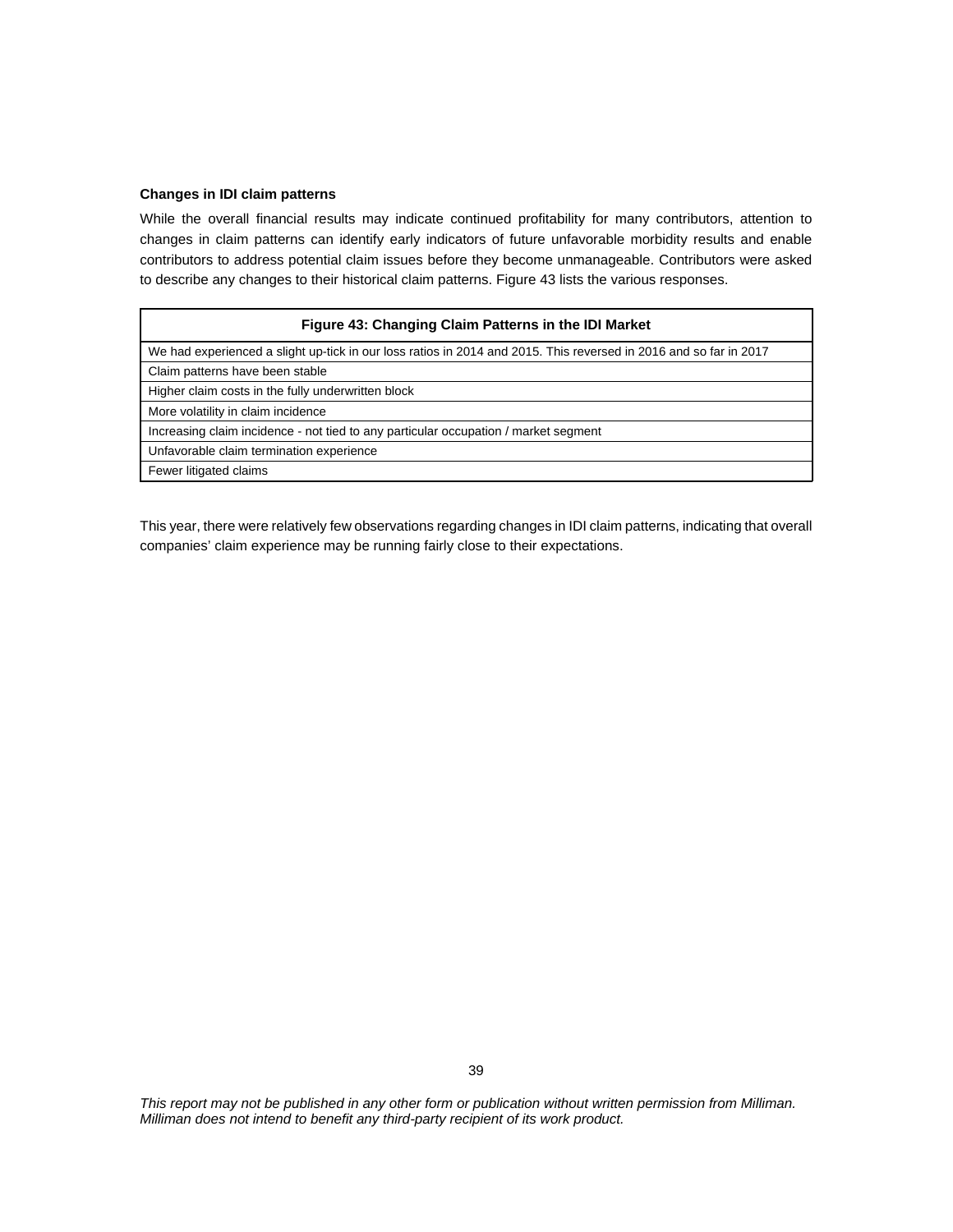**Changes in IDI claim patterns**

While the overall financial results may indicate continued profitability for many contributors, attention to changes in claim patterns can identify early indicators of future unfavorable morbidity results and enable contributors to address potential claim issues before they become unmanageable. Contributors were asked to describe any changes to their historical claim patterns. Figure 43 lists the various responses.

| Figure 43: Changing Claim Patterns in the IDI Market |
|---|
| We had experienced a slight up-tick in our loss ratios in 2014 and 2015. This reversed in 2016 and so far in 2017 |
| Claim patterns have been stable |
| Higher claim costs in the fully underwritten block |
| More volatility in claim incidence |
| Increasing claim incidence - not tied to any particular occupation / market segment |
| Unfavorable claim termination experience |
| Fewer litigated claims |

This year, there were relatively few observations regarding changes in IDI claim patterns, indicating that overall companies' claim experience may be running fairly close to their expectations.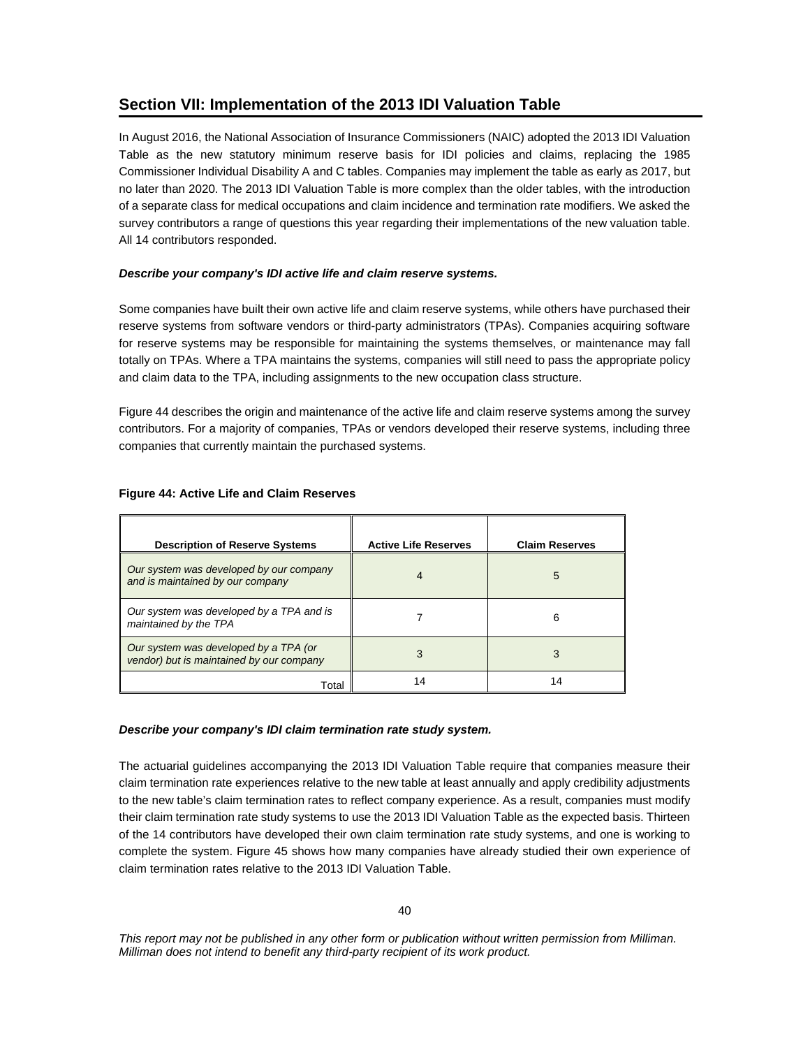## Section VII: Implementation of the 2013 IDI Valuation Table

In August 2016, the National Association of Insurance Commissioners (NAIC) adopted the 2013 IDI Valuation Table as the new statutory minimum reserve basis for IDI policies and claims, replacing the 1985 Commissioner Individual Disability A and C tables. Companies may implement the table as early as 2017, but no later than 2020. The 2013 IDI Valuation Table is more complex than the older tables, with the introduction of a separate class for medical occupations and claim incidence and termination rate modifiers. We asked the survey contributors a range of questions this year regarding their implementations of the new valuation table. All 14 contributors responded.

***Describe your company's IDI active life and claim reserve systems.***

Some companies have built their own active life and claim reserve systems, while others have purchased their reserve systems from software vendors or third-party administrators (TPAs). Companies acquiring software for reserve systems may be responsible for maintaining the systems themselves, or maintenance may fall totally on TPAs. Where a TPA maintains the systems, companies will still need to pass the appropriate policy and claim data to the TPA, including assignments to the new occupation class structure.

Figure 44 describes the origin and maintenance of the active life and claim reserve systems among the survey contributors. For a majority of companies, TPAs or vendors developed their reserve systems, including three companies that currently maintain the purchased systems.

**Figure 44: Active Life and Claim Reserves**

| Description of Reserve Systems | Active Life Reserves | Claim Reserves |
|---|---|---|
| *Our system was developed by our company and is maintained by our company* | 4 | 5 |
| *Our system was developed by a TPA and is maintained by the TPA* | 7 | 6 |
| *Our system was developed by a TPA (or vendor) but is maintained by our company* | 3 | 3 |
| Total | 14 | 14 |

***Describe your company's IDI claim termination rate study system.***

The actuarial guidelines accompanying the 2013 IDI Valuation Table require that companies measure their claim termination rate experiences relative to the new table at least annually and apply credibility adjustments to the new table's claim termination rates to reflect company experience. As a result, companies must modify their claim termination rate study systems to use the 2013 IDI Valuation Table as the expected basis. Thirteen of the 14 contributors have developed their own claim termination rate study systems, and one is working to complete the system. Figure 45 shows how many companies have already studied their own experience of claim termination rates relative to the 2013 IDI Valuation Table.

*This report may not be published in any other form or publication without written permission from Milliman. Milliman does not intend to benefit any third-party recipient of its work product.*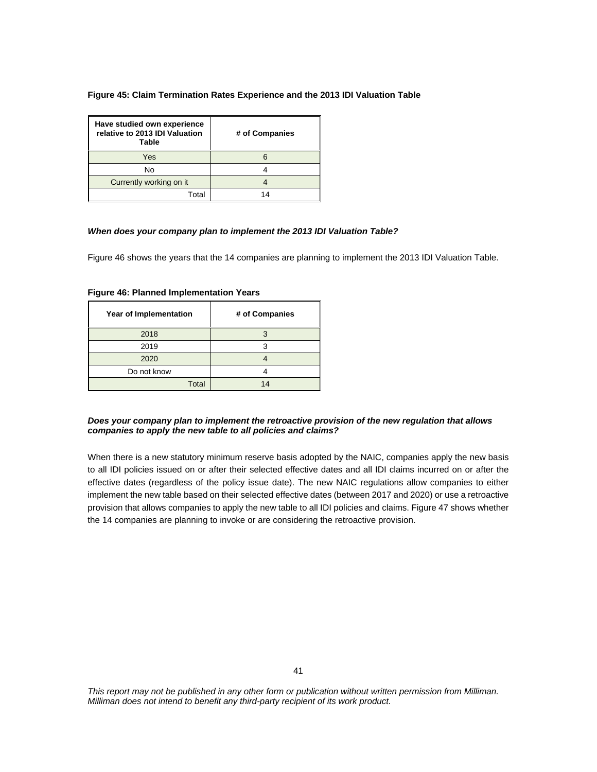**Figure 45: Claim Termination Rates Experience and the 2013 IDI Valuation Table**

| Have studied own experience relative to 2013 IDI Valuation Table | # of Companies |
|---|---|
| Yes | 6 |
| No | 4 |
| Currently working on it | 4 |
| Total | 14 |

***When does your company plan to implement the 2013 IDI Valuation Table?***

Figure 46 shows the years that the 14 companies are planning to implement the 2013 IDI Valuation Table.

**Figure 46: Planned Implementation Years**

| Year of Implementation | # of Companies |
|---|---|
| 2018 | 3 |
| 2019 | 3 |
| 2020 | 4 |
| Do not know | 4 |
| Total | 14 |

***Does your company plan to implement the retroactive provision of the new regulation that allows companies to apply the new table to all policies and claims?***

When there is a new statutory minimum reserve basis adopted by the NAIC, companies apply the new basis to all IDI policies issued on or after their selected effective dates and all IDI claims incurred on or after the effective dates (regardless of the policy issue date). The new NAIC regulations allow companies to either implement the new table based on their selected effective dates (between 2017 and 2020) or use a retroactive provision that allows companies to apply the new table to all IDI policies and claims. Figure 47 shows whether the 14 companies are planning to invoke or are considering the retroactive provision.

*This report may not be published in any other form or publication without written permission from Milliman. Milliman does not intend to benefit any third-party recipient of its work product.*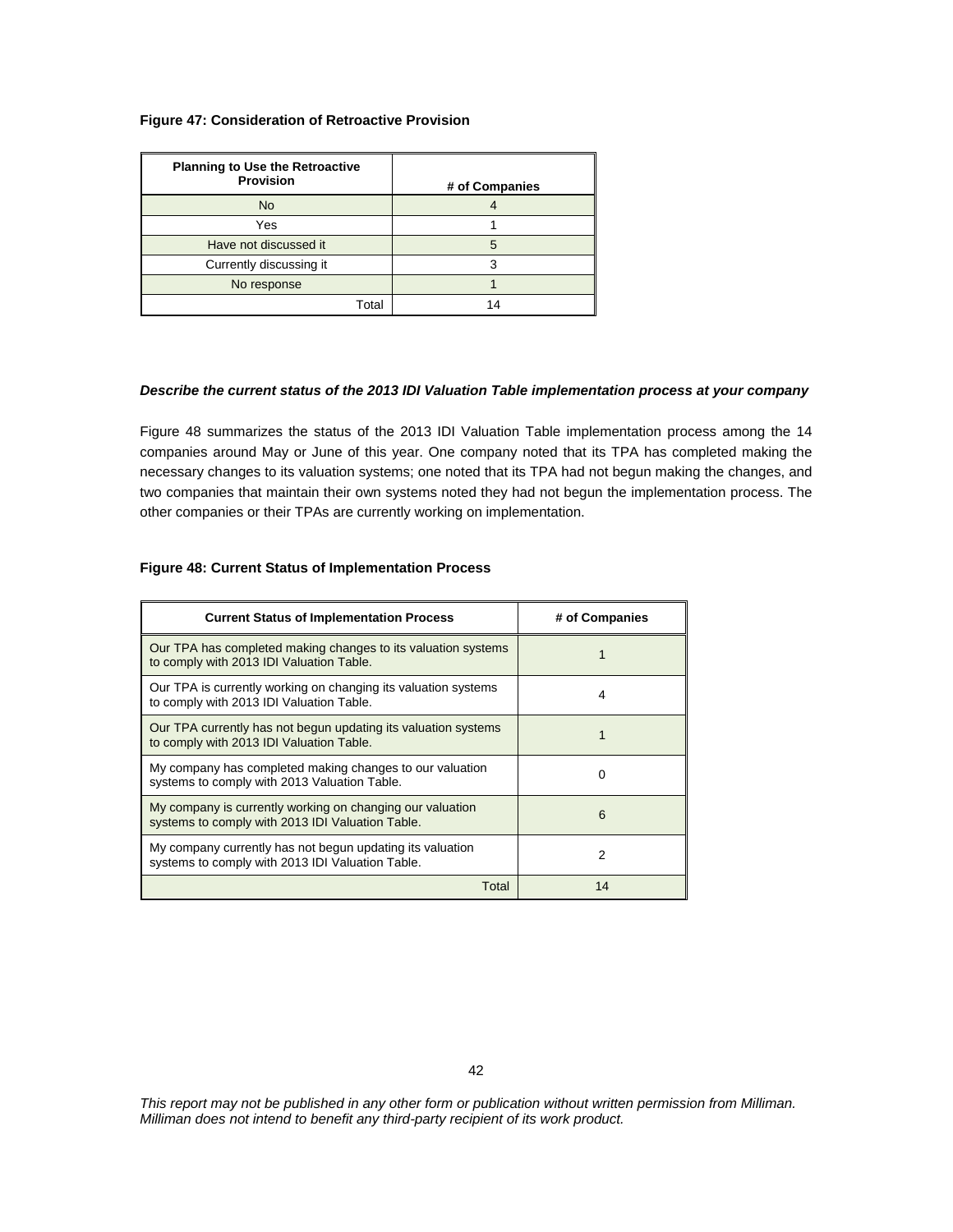**Figure 47: Consideration of Retroactive Provision**

| Planning to Use the Retroactive Provision | # of Companies |
|---|---|
| No | 4 |
| Yes | 1 |
| Have not discussed it | 5 |
| Currently discussing it | 3 |
| No response | 1 |
| Total | 14 |

***Describe the current status of the 2013 IDI Valuation Table implementation process at your company***

Figure 48 summarizes the status of the 2013 IDI Valuation Table implementation process among the 14 companies around May or June of this year. One company noted that its TPA has completed making the necessary changes to its valuation systems; one noted that its TPA had not begun making the changes, and two companies that maintain their own systems noted they had not begun the implementation process. The other companies or their TPAs are currently working on implementation.

**Figure 48: Current Status of Implementation Process**

| Current Status of Implementation Process | # of Companies |
|---|---|
| Our TPA has completed making changes to its valuation systems to comply with 2013 IDI Valuation Table. | 1 |
| Our TPA is currently working on changing its valuation systems to comply with 2013 IDI Valuation Table. | 4 |
| Our TPA currently has not begun updating its valuation systems to comply with 2013 IDI Valuation Table. | 1 |
| My company has completed making changes to our valuation systems to comply with 2013 Valuation Table. | 0 |
| My company is currently working on changing our valuation systems to comply with 2013 IDI Valuation Table. | 6 |
| My company currently has not begun updating its valuation systems to comply with 2013 IDI Valuation Table. | 2 |
| Total | 14 |

*This report may not be published in any other form or publication without written permission from Milliman. Milliman does not intend to benefit any third-party recipient of its work product.*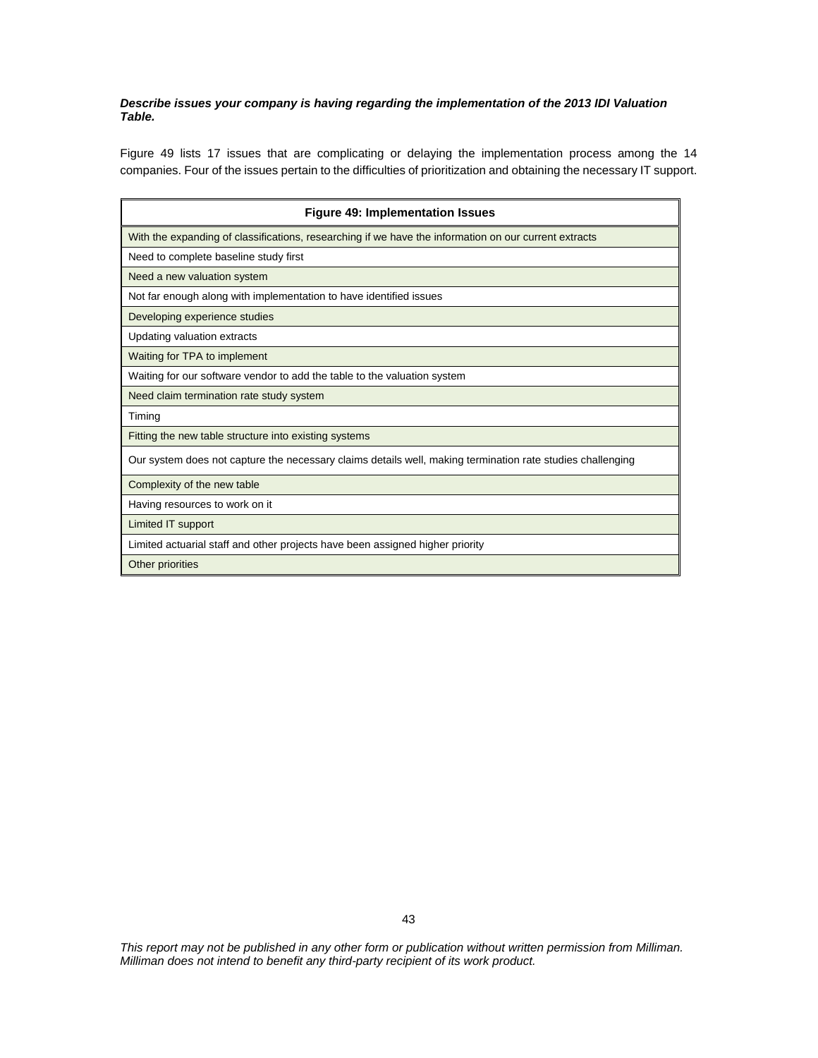***Describe issues your company is having regarding the implementation of the 2013 IDI Valuation Table.***

Figure 49 lists 17 issues that are complicating or delaying the implementation process among the 14 companies. Four of the issues pertain to the difficulties of prioritization and obtaining the necessary IT support.

| Figure 49: Implementation Issues |
|---|
| With the expanding of classifications, researching if we have the information on our current extracts |
| Need to complete baseline study first |
| Need a new valuation system |
| Not far enough along with implementation to have identified issues |
| Developing experience studies |
| Updating valuation extracts |
| Waiting for TPA to implement |
| Waiting for our software vendor to add the table to the valuation system |
| Need claim termination rate study system |
| Timing |
| Fitting the new table structure into existing systems |
| Our system does not capture the necessary claims details well, making termination rate studies challenging |
| Complexity of the new table |
| Having resources to work on it |
| Limited IT support |
| Limited actuarial staff and other projects have been assigned higher priority |
| Other priorities |

*This report may not be published in any other form or publication without written permission from Milliman. Milliman does not intend to benefit any third-party recipient of its work product.*